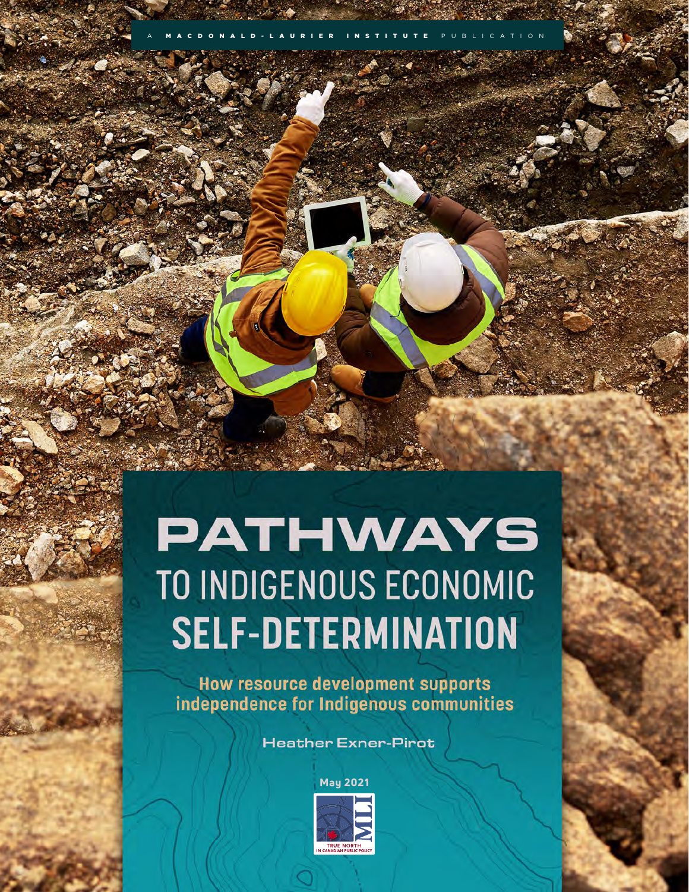A MACDONALD-LAURIER INSTITUTE PUBLICATION

# PATHWAYS TO INDIGENOUS ECONOMIC SELF-DETERMINATION

## How resource development supports independence for Indigenous communities

Heather Exner-Pirot

May 2021

MLI

TRUE NORTH IN CANADIAN PUBLIC POLICY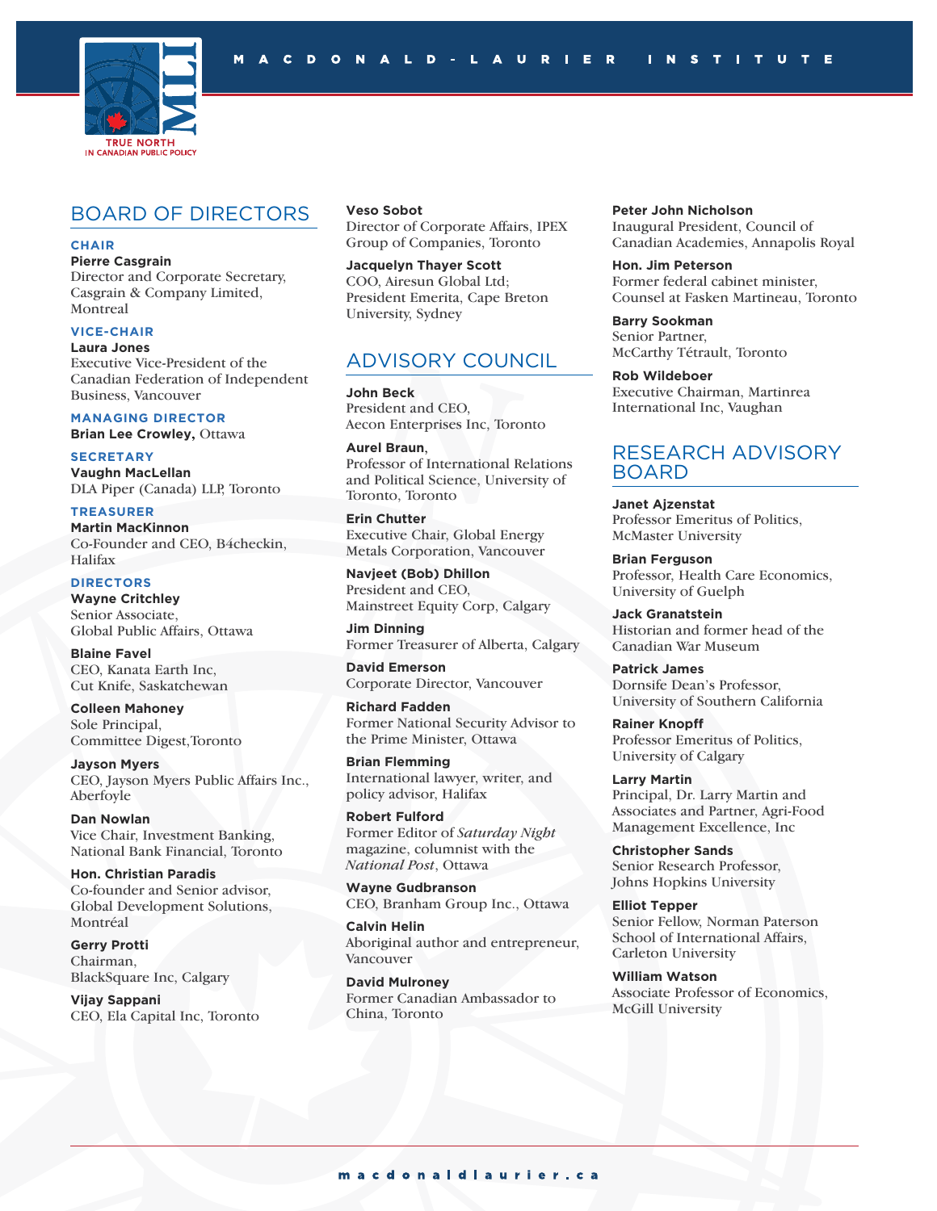# BOARD OF DIRECTORS

**CHAIR**

**Pierre Casgrain**
Director and Corporate Secretary, Casgrain & Company Limited, Montreal

**VICE-CHAIR**

**Laura Jones**
Executive Vice-President of the Canadian Federation of Independent Business, Vancouver

**MANAGING DIRECTOR**

**Brian Lee Crowley,** Ottawa

**SECRETARY**

**Vaughn MacLellan**
DLA Piper (Canada) LLP, Toronto

**TREASURER**

**Martin MacKinnon**
Co-Founder and CEO, B4checkin, Halifax

**DIRECTORS**

**Wayne Critchley**
Senior Associate, Global Public Affairs, Ottawa

**Blaine Favel**
CEO, Kanata Earth Inc, Cut Knife, Saskatchewan

**Colleen Mahoney**
Sole Principal, Committee Digest,Toronto

**Jayson Myers**
CEO, Jayson Myers Public Affairs Inc., Aberfoyle

**Dan Nowlan**
Vice Chair, Investment Banking, National Bank Financial, Toronto

**Hon. Christian Paradis**
Co-founder and Senior advisor, Global Development Solutions, Montréal

**Gerry Protti**
Chairman, BlackSquare Inc, Calgary

**Vijay Sappani**
CEO, Ela Capital Inc, Toronto

**Veso Sobot**
Director of Corporate Affairs, IPEX Group of Companies, Toronto

**Jacquelyn Thayer Scott**
COO, Airesun Global Ltd; President Emerita, Cape Breton University, Sydney

# ADVISORY COUNCIL

**John Beck**
President and CEO, Aecon Enterprises Inc, Toronto

**Aurel Braun**,
Professor of International Relations and Political Science, University of Toronto, Toronto

**Erin Chutter**
Executive Chair, Global Energy Metals Corporation, Vancouver

**Navjeet (Bob) Dhillon**
President and CEO, Mainstreet Equity Corp, Calgary

**Jim Dinning**
Former Treasurer of Alberta, Calgary

**David Emerson**
Corporate Director, Vancouver

**Richard Fadden**
Former National Security Advisor to the Prime Minister, Ottawa

**Brian Flemming**
International lawyer, writer, and policy advisor, Halifax

**Robert Fulford**
Former Editor of *Saturday Night* magazine, columnist with the *National Post*, Ottawa

**Wayne Gudbranson**
CEO, Branham Group Inc., Ottawa

**Calvin Helin**
Aboriginal author and entrepreneur, Vancouver

**David Mulroney**
Former Canadian Ambassador to China, Toronto

**Peter John Nicholson**
Inaugural President, Council of Canadian Academies, Annapolis Royal

**Hon. Jim Peterson**
Former federal cabinet minister, Counsel at Fasken Martineau, Toronto

**Barry Sookman**
Senior Partner, McCarthy Tétrault, Toronto

**Rob Wildeboer**
Executive Chairman, Martinrea International Inc, Vaughan

# RESEARCH ADVISORY BOARD

**Janet Ajzenstat**
Professor Emeritus of Politics, McMaster University

**Brian Ferguson**
Professor, Health Care Economics, University of Guelph

**Jack Granatstein**
Historian and former head of the Canadian War Museum

**Patrick James**
Dornsife Dean's Professor, University of Southern California

**Rainer Knopff**
Professor Emeritus of Politics, University of Calgary

**Larry Martin**
Principal, Dr. Larry Martin and Associates and Partner, Agri-Food Management Excellence, Inc

**Christopher Sands**
Senior Research Professor, Johns Hopkins University

**Elliot Tepper**
Senior Fellow, Norman Paterson School of International Affairs, Carleton University

**William Watson**
Associate Professor of Economics, McGill University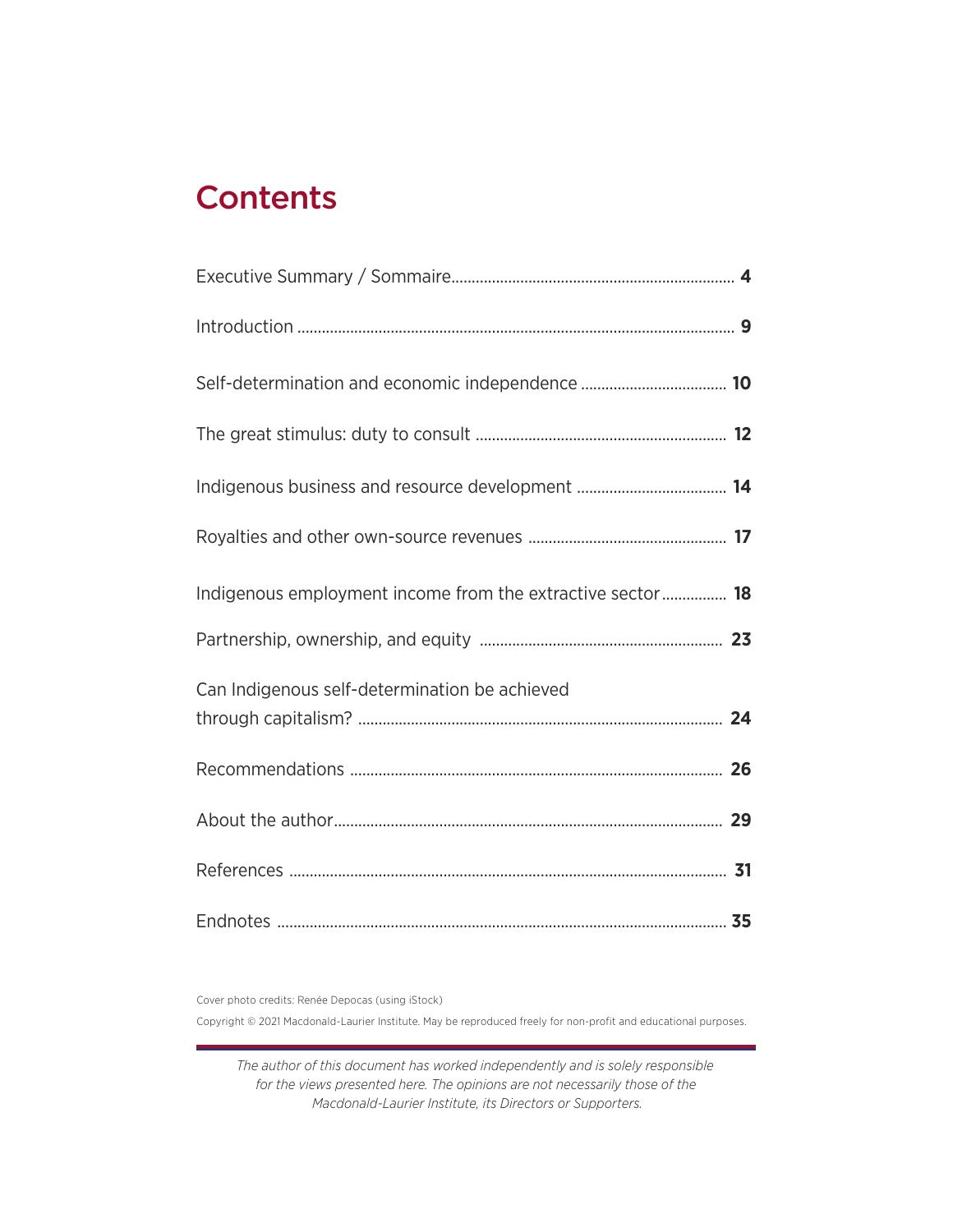# Contents

Executive Summary / Sommaire .......... **4**

Introduction .......... **9**

Self-determination and economic independence .......... **10**

The great stimulus: duty to consult .......... **12**

Indigenous business and resource development .......... **14**

Royalties and other own-source revenues .......... **17**

Indigenous employment income from the extractive sector .......... **18**

Partnership, ownership, and equity .......... **23**

Can Indigenous self-determination be achieved through capitalism? .......... **24**

Recommendations .......... **26**

About the author .......... **29**

References .......... **31**

Endnotes .......... **35**

Cover photo credits: Renée Depocas (using iStock)

Copyright © 2021 Macdonald-Laurier Institute. May be reproduced freely for non-profit and educational purposes.

*The author of this document has worked independently and is solely responsible for the views presented here. The opinions are not necessarily those of the Macdonald-Laurier Institute, its Directors or Supporters.*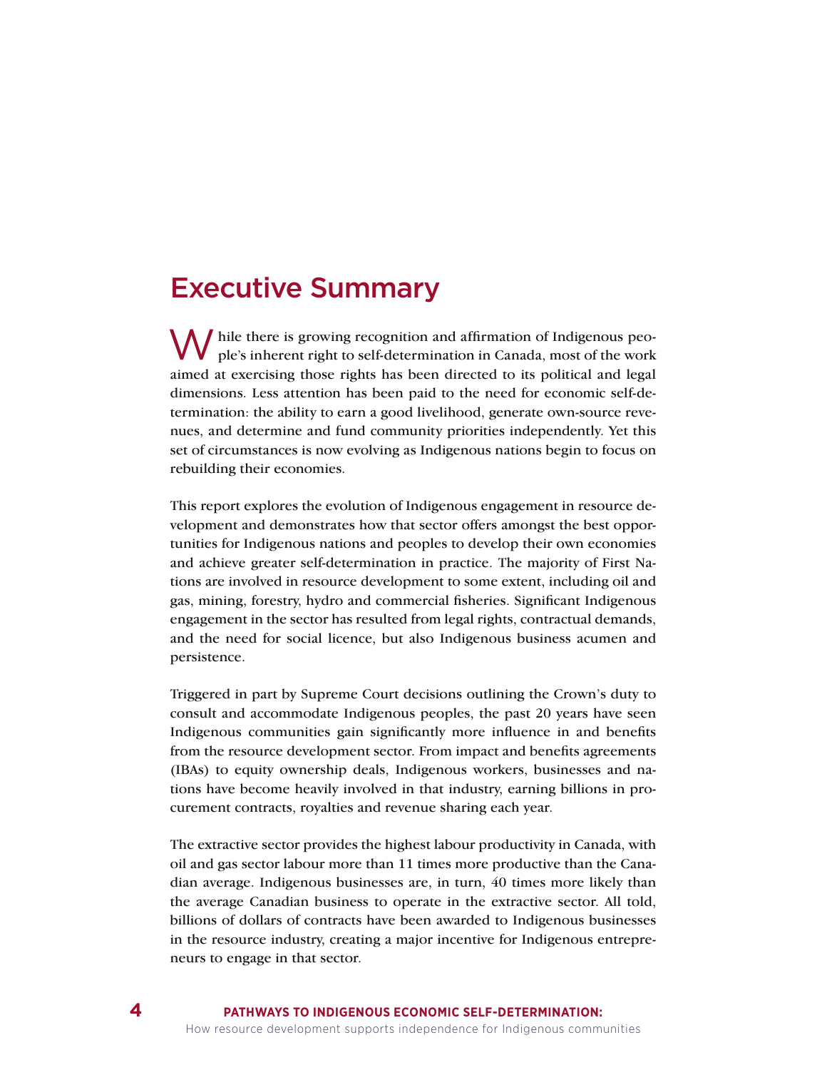# Executive Summary

While there is growing recognition and affirmation of Indigenous people's inherent right to self-determination in Canada, most of the work aimed at exercising those rights has been directed to its political and legal dimensions. Less attention has been paid to the need for economic self-determination: the ability to earn a good livelihood, generate own-source revenues, and determine and fund community priorities independently. Yet this set of circumstances is now evolving as Indigenous nations begin to focus on rebuilding their economies.

This report explores the evolution of Indigenous engagement in resource development and demonstrates how that sector offers amongst the best opportunities for Indigenous nations and peoples to develop their own economies and achieve greater self-determination in practice. The majority of First Nations are involved in resource development to some extent, including oil and gas, mining, forestry, hydro and commercial fisheries. Significant Indigenous engagement in the sector has resulted from legal rights, contractual demands, and the need for social licence, but also Indigenous business acumen and persistence.

Triggered in part by Supreme Court decisions outlining the Crown's duty to consult and accommodate Indigenous peoples, the past 20 years have seen Indigenous communities gain significantly more influence in and benefits from the resource development sector. From impact and benefits agreements (IBAs) to equity ownership deals, Indigenous workers, businesses and nations have become heavily involved in that industry, earning billions in procurement contracts, royalties and revenue sharing each year.

The extractive sector provides the highest labour productivity in Canada, with oil and gas sector labour more than 11 times more productive than the Canadian average. Indigenous businesses are, in turn, 40 times more likely than the average Canadian business to operate in the extractive sector. All told, billions of dollars of contracts have been awarded to Indigenous businesses in the resource industry, creating a major incentive for Indigenous entrepreneurs to engage in that sector.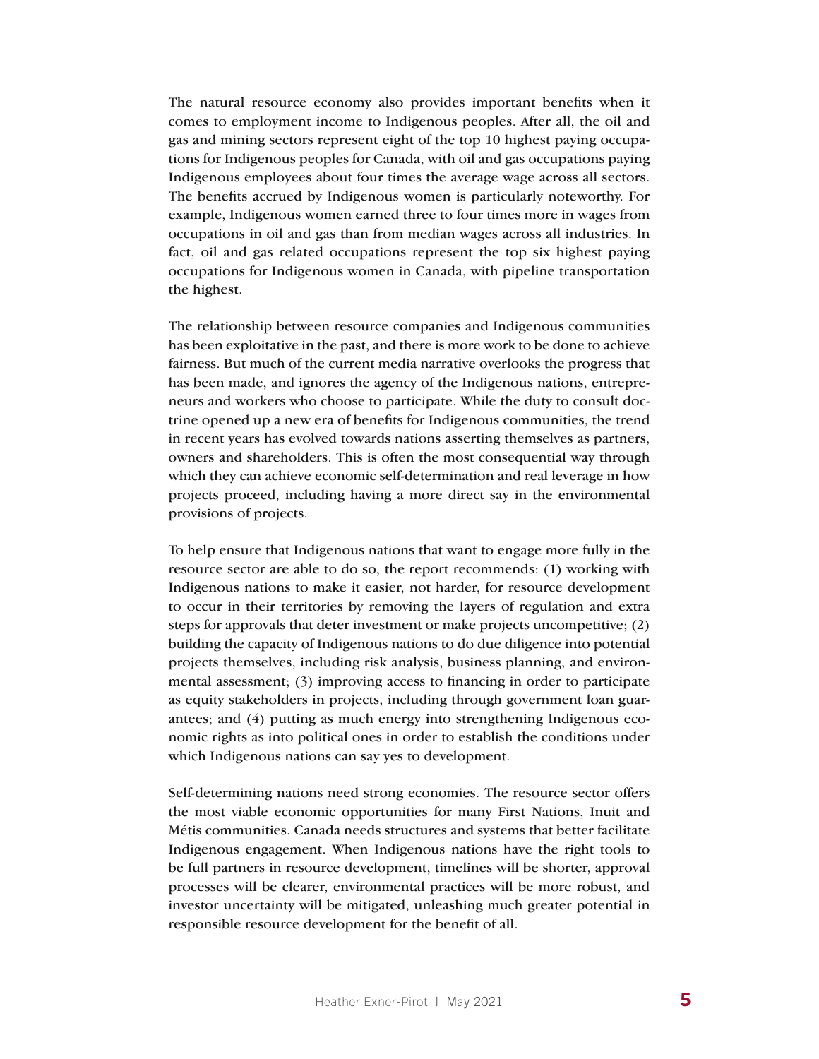The natural resource economy also provides important benefits when it comes to employment income to Indigenous peoples. After all, the oil and gas and mining sectors represent eight of the top 10 highest paying occupations for Indigenous peoples for Canada, with oil and gas occupations paying Indigenous employees about four times the average wage across all sectors. The benefits accrued by Indigenous women is particularly noteworthy. For example, Indigenous women earned three to four times more in wages from occupations in oil and gas than from median wages across all industries. In fact, oil and gas related occupations represent the top six highest paying occupations for Indigenous women in Canada, with pipeline transportation the highest.

The relationship between resource companies and Indigenous communities has been exploitative in the past, and there is more work to be done to achieve fairness. But much of the current media narrative overlooks the progress that has been made, and ignores the agency of the Indigenous nations, entrepreneurs and workers who choose to participate. While the duty to consult doctrine opened up a new era of benefits for Indigenous communities, the trend in recent years has evolved towards nations asserting themselves as partners, owners and shareholders. This is often the most consequential way through which they can achieve economic self-determination and real leverage in how projects proceed, including having a more direct say in the environmental provisions of projects.

To help ensure that Indigenous nations that want to engage more fully in the resource sector are able to do so, the report recommends: (1) working with Indigenous nations to make it easier, not harder, for resource development to occur in their territories by removing the layers of regulation and extra steps for approvals that deter investment or make projects uncompetitive; (2) building the capacity of Indigenous nations to do due diligence into potential projects themselves, including risk analysis, business planning, and environmental assessment; (3) improving access to financing in order to participate as equity stakeholders in projects, including through government loan guarantees; and (4) putting as much energy into strengthening Indigenous economic rights as into political ones in order to establish the conditions under which Indigenous nations can say yes to development.

Self-determining nations need strong economies. The resource sector offers the most viable economic opportunities for many First Nations, Inuit and Métis communities. Canada needs structures and systems that better facilitate Indigenous engagement. When Indigenous nations have the right tools to be full partners in resource development, timelines will be shorter, approval processes will be clearer, environmental practices will be more robust, and investor uncertainty will be mitigated, unleashing much greater potential in responsible resource development for the benefit of all.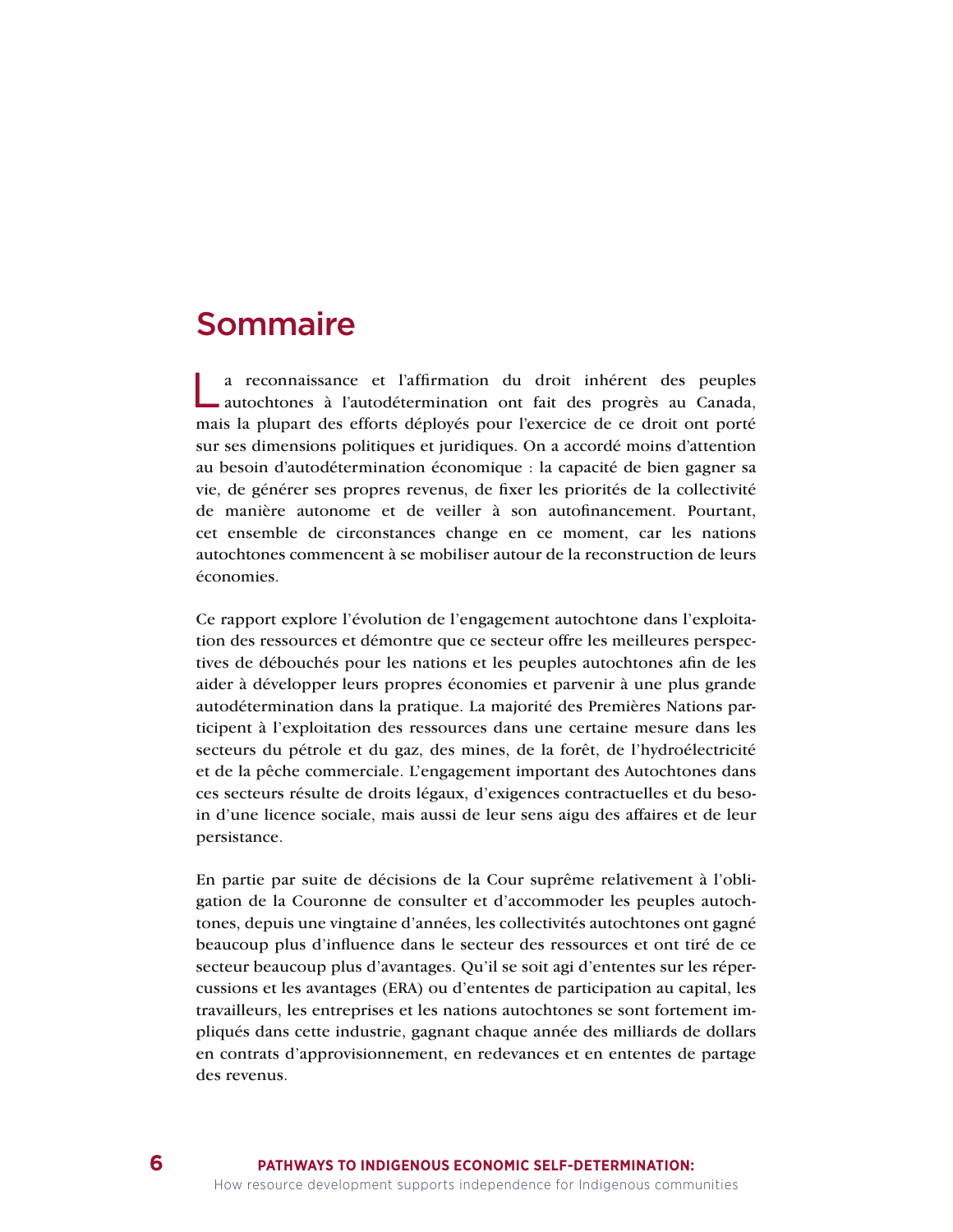## Sommaire

La reconnaissance et l'affirmation du droit inhérent des peuples autochtones à l'autodétermination ont fait des progrès au Canada, mais la plupart des efforts déployés pour l'exercice de ce droit ont porté sur ses dimensions politiques et juridiques. On a accordé moins d'attention au besoin d'autodétermination économique : la capacité de bien gagner sa vie, de générer ses propres revenus, de fixer les priorités de la collectivité de manière autonome et de veiller à son autofinancement. Pourtant, cet ensemble de circonstances change en ce moment, car les nations autochtones commencent à se mobiliser autour de la reconstruction de leurs économies.

Ce rapport explore l'évolution de l'engagement autochtone dans l'exploitation des ressources et démontre que ce secteur offre les meilleures perspectives de débouchés pour les nations et les peuples autochtones afin de les aider à développer leurs propres économies et parvenir à une plus grande autodétermination dans la pratique. La majorité des Premières Nations participent à l'exploitation des ressources dans une certaine mesure dans les secteurs du pétrole et du gaz, des mines, de la forêt, de l'hydroélectricité et de la pêche commerciale. L'engagement important des Autochtones dans ces secteurs résulte de droits légaux, d'exigences contractuelles et du besoin d'une licence sociale, mais aussi de leur sens aigu des affaires et de leur persistance.

En partie par suite de décisions de la Cour suprême relativement à l'obligation de la Couronne de consulter et d'accommoder les peuples autochtones, depuis une vingtaine d'années, les collectivités autochtones ont gagné beaucoup plus d'influence dans le secteur des ressources et ont tiré de ce secteur beaucoup plus d'avantages. Qu'il se soit agi d'ententes sur les répercussions et les avantages (ERA) ou d'ententes de participation au capital, les travailleurs, les entreprises et les nations autochtones se sont fortement impliqués dans cette industrie, gagnant chaque année des milliards de dollars en contrats d'approvisionnement, en redevances et en ententes de partage des revenus.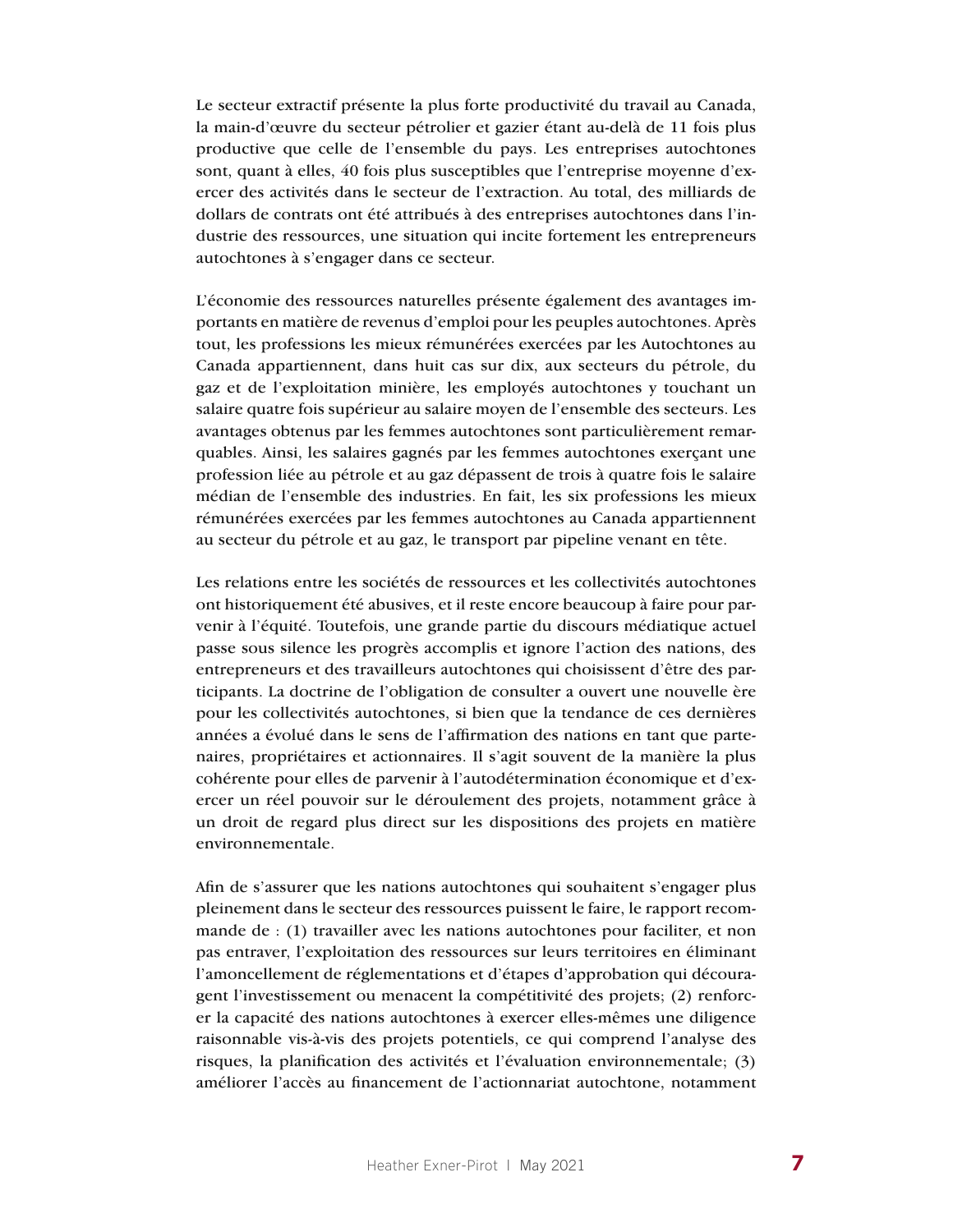Le secteur extractif présente la plus forte productivité du travail au Canada, la main-d'œuvre du secteur pétrolier et gazier étant au-delà de 11 fois plus productive que celle de l'ensemble du pays. Les entreprises autochtones sont, quant à elles, 40 fois plus susceptibles que l'entreprise moyenne d'exercer des activités dans le secteur de l'extraction. Au total, des milliards de dollars de contrats ont été attribués à des entreprises autochtones dans l'industrie des ressources, une situation qui incite fortement les entrepreneurs autochtones à s'engager dans ce secteur.

L'économie des ressources naturelles présente également des avantages importants en matière de revenus d'emploi pour les peuples autochtones. Après tout, les professions les mieux rémunérées exercées par les Autochtones au Canada appartiennent, dans huit cas sur dix, aux secteurs du pétrole, du gaz et de l'exploitation minière, les employés autochtones y touchant un salaire quatre fois supérieur au salaire moyen de l'ensemble des secteurs. Les avantages obtenus par les femmes autochtones sont particulièrement remarquables. Ainsi, les salaires gagnés par les femmes autochtones exerçant une profession liée au pétrole et au gaz dépassent de trois à quatre fois le salaire médian de l'ensemble des industries. En fait, les six professions les mieux rémunérées exercées par les femmes autochtones au Canada appartiennent au secteur du pétrole et au gaz, le transport par pipeline venant en tête.

Les relations entre les sociétés de ressources et les collectivités autochtones ont historiquement été abusives, et il reste encore beaucoup à faire pour parvenir à l'équité. Toutefois, une grande partie du discours médiatique actuel passe sous silence les progrès accomplis et ignore l'action des nations, des entrepreneurs et des travailleurs autochtones qui choisissent d'être des participants. La doctrine de l'obligation de consulter a ouvert une nouvelle ère pour les collectivités autochtones, si bien que la tendance de ces dernières années a évolué dans le sens de l'affirmation des nations en tant que partenaires, propriétaires et actionnaires. Il s'agit souvent de la manière la plus cohérente pour elles de parvenir à l'autodétermination économique et d'exercer un réel pouvoir sur le déroulement des projets, notamment grâce à un droit de regard plus direct sur les dispositions des projets en matière environnementale.

Afin de s'assurer que les nations autochtones qui souhaitent s'engager plus pleinement dans le secteur des ressources puissent le faire, le rapport recommande de : (1) travailler avec les nations autochtones pour faciliter, et non pas entraver, l'exploitation des ressources sur leurs territoires en éliminant l'amoncellement de réglementations et d'étapes d'approbation qui découragent l'investissement ou menacent la compétitivité des projets; (2) renforcer la capacité des nations autochtones à exercer elles-mêmes une diligence raisonnable vis-à-vis des projets potentiels, ce qui comprend l'analyse des risques, la planification des activités et l'évaluation environnementale; (3) améliorer l'accès au financement de l'actionnariat autochtone, notamment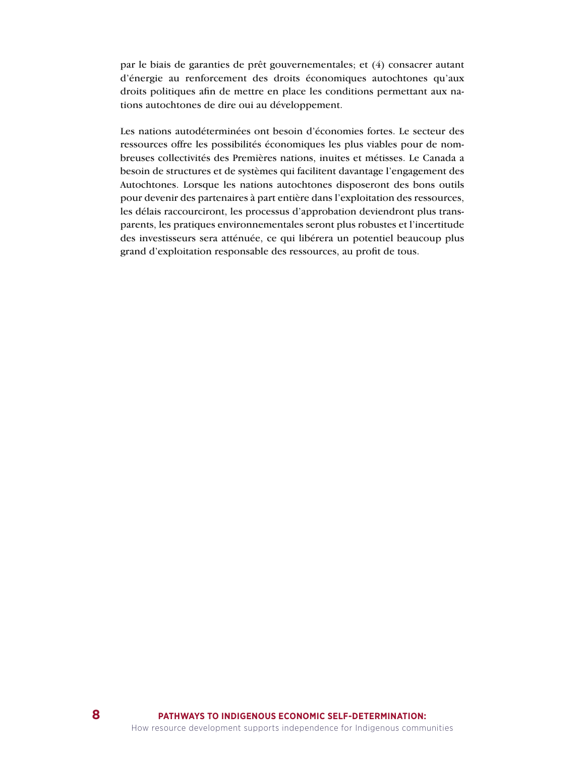par le biais de garanties de prêt gouvernementales; et (4) consacrer autant d'énergie au renforcement des droits économiques autochtones qu'aux droits politiques afin de mettre en place les conditions permettant aux nations autochtones de dire oui au développement.

Les nations autodéterminées ont besoin d'économies fortes. Le secteur des ressources offre les possibilités économiques les plus viables pour de nombreuses collectivités des Premières nations, inuites et métisses. Le Canada a besoin de structures et de systèmes qui facilitent davantage l'engagement des Autochtones. Lorsque les nations autochtones disposeront des bons outils pour devenir des partenaires à part entière dans l'exploitation des ressources, les délais raccourciront, les processus d'approbation deviendront plus transparents, les pratiques environnementales seront plus robustes et l'incertitude des investisseurs sera atténuée, ce qui libérera un potentiel beaucoup plus grand d'exploitation responsable des ressources, au profit de tous.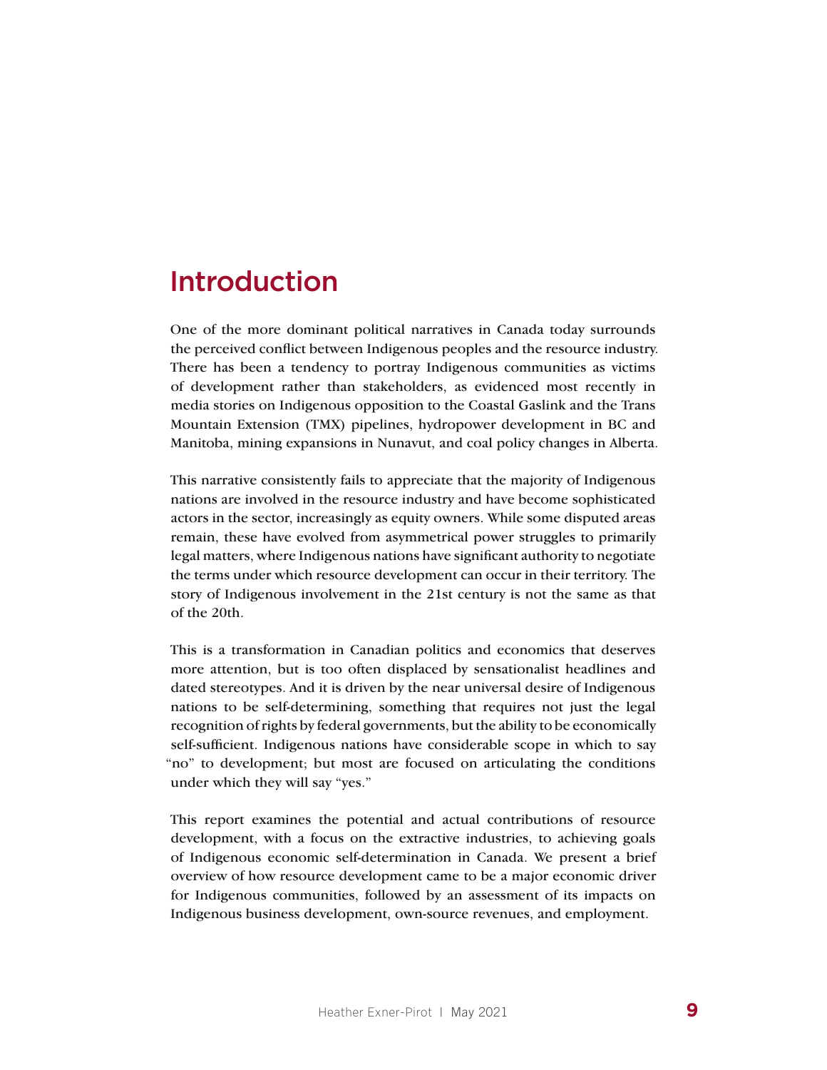# Introduction

One of the more dominant political narratives in Canada today surrounds the perceived conflict between Indigenous peoples and the resource industry. There has been a tendency to portray Indigenous communities as victims of development rather than stakeholders, as evidenced most recently in media stories on Indigenous opposition to the Coastal Gaslink and the Trans Mountain Extension (TMX) pipelines, hydropower development in BC and Manitoba, mining expansions in Nunavut, and coal policy changes in Alberta.

This narrative consistently fails to appreciate that the majority of Indigenous nations are involved in the resource industry and have become sophisticated actors in the sector, increasingly as equity owners. While some disputed areas remain, these have evolved from asymmetrical power struggles to primarily legal matters, where Indigenous nations have significant authority to negotiate the terms under which resource development can occur in their territory. The story of Indigenous involvement in the 21st century is not the same as that of the 20th.

This is a transformation in Canadian politics and economics that deserves more attention, but is too often displaced by sensationalist headlines and dated stereotypes. And it is driven by the near universal desire of Indigenous nations to be self-determining, something that requires not just the legal recognition of rights by federal governments, but the ability to be economically self-sufficient. Indigenous nations have considerable scope in which to say "no" to development; but most are focused on articulating the conditions under which they will say "yes."

This report examines the potential and actual contributions of resource development, with a focus on the extractive industries, to achieving goals of Indigenous economic self-determination in Canada. We present a brief overview of how resource development came to be a major economic driver for Indigenous communities, followed by an assessment of its impacts on Indigenous business development, own-source revenues, and employment.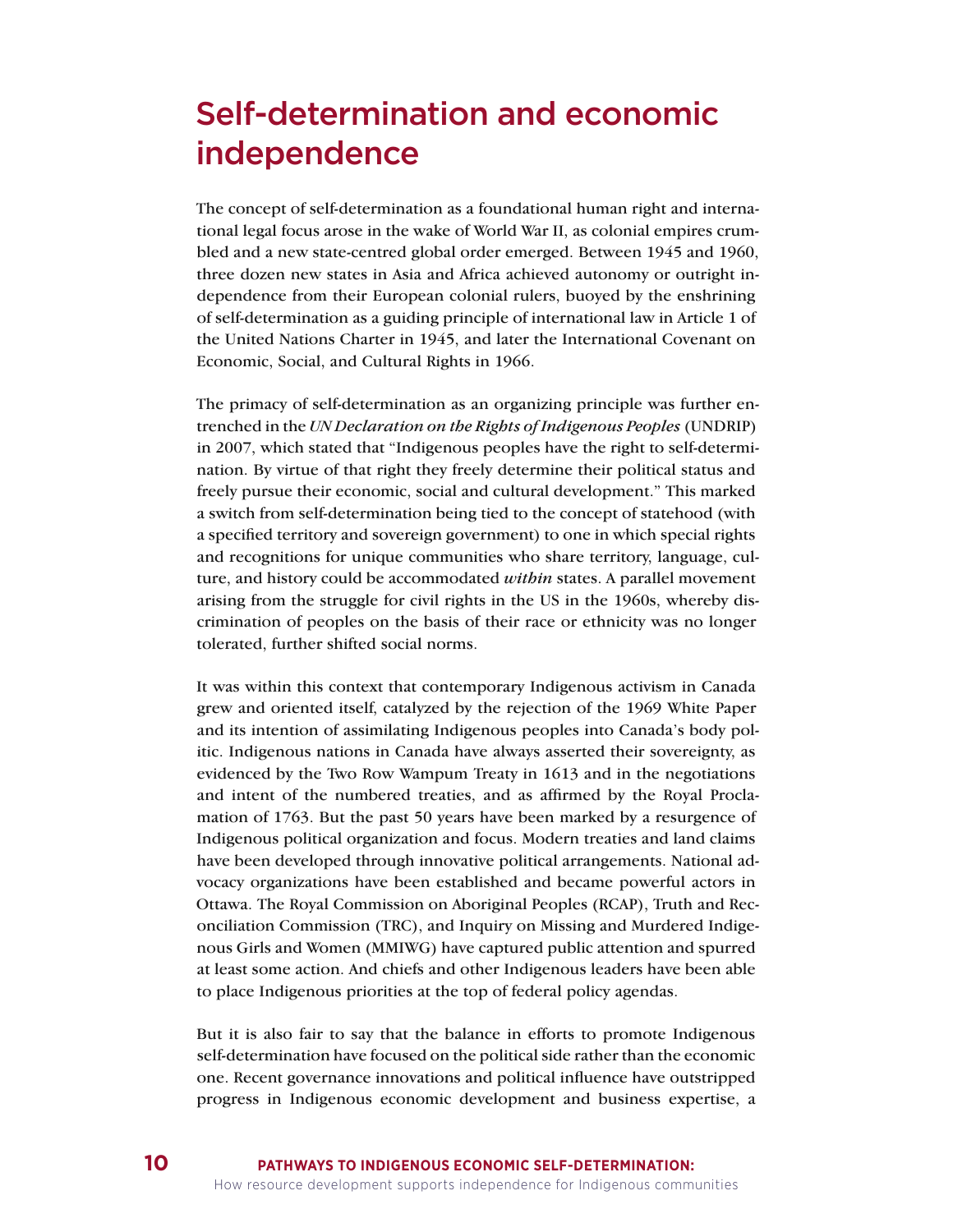# Self-determination and economic independence

The concept of self-determination as a foundational human right and international legal focus arose in the wake of World War II, as colonial empires crumbled and a new state-centred global order emerged. Between 1945 and 1960, three dozen new states in Asia and Africa achieved autonomy or outright independence from their European colonial rulers, buoyed by the enshrining of self-determination as a guiding principle of international law in Article 1 of the United Nations Charter in 1945, and later the International Covenant on Economic, Social, and Cultural Rights in 1966.

The primacy of self-determination as an organizing principle was further entrenched in the *UN Declaration on the Rights of Indigenous Peoples* (UNDRIP) in 2007, which stated that "Indigenous peoples have the right to self-determination. By virtue of that right they freely determine their political status and freely pursue their economic, social and cultural development." This marked a switch from self-determination being tied to the concept of statehood (with a specified territory and sovereign government) to one in which special rights and recognitions for unique communities who share territory, language, culture, and history could be accommodated *within* states. A parallel movement arising from the struggle for civil rights in the US in the 1960s, whereby discrimination of peoples on the basis of their race or ethnicity was no longer tolerated, further shifted social norms.

It was within this context that contemporary Indigenous activism in Canada grew and oriented itself, catalyzed by the rejection of the 1969 White Paper and its intention of assimilating Indigenous peoples into Canada's body politic. Indigenous nations in Canada have always asserted their sovereignty, as evidenced by the Two Row Wampum Treaty in 1613 and in the negotiations and intent of the numbered treaties, and as affirmed by the Royal Proclamation of 1763. But the past 50 years have been marked by a resurgence of Indigenous political organization and focus. Modern treaties and land claims have been developed through innovative political arrangements. National advocacy organizations have been established and became powerful actors in Ottawa. The Royal Commission on Aboriginal Peoples (RCAP), Truth and Reconciliation Commission (TRC), and Inquiry on Missing and Murdered Indigenous Girls and Women (MMIWG) have captured public attention and spurred at least some action. And chiefs and other Indigenous leaders have been able to place Indigenous priorities at the top of federal policy agendas.

But it is also fair to say that the balance in efforts to promote Indigenous self-determination have focused on the political side rather than the economic one. Recent governance innovations and political influence have outstripped progress in Indigenous economic development and business expertise, a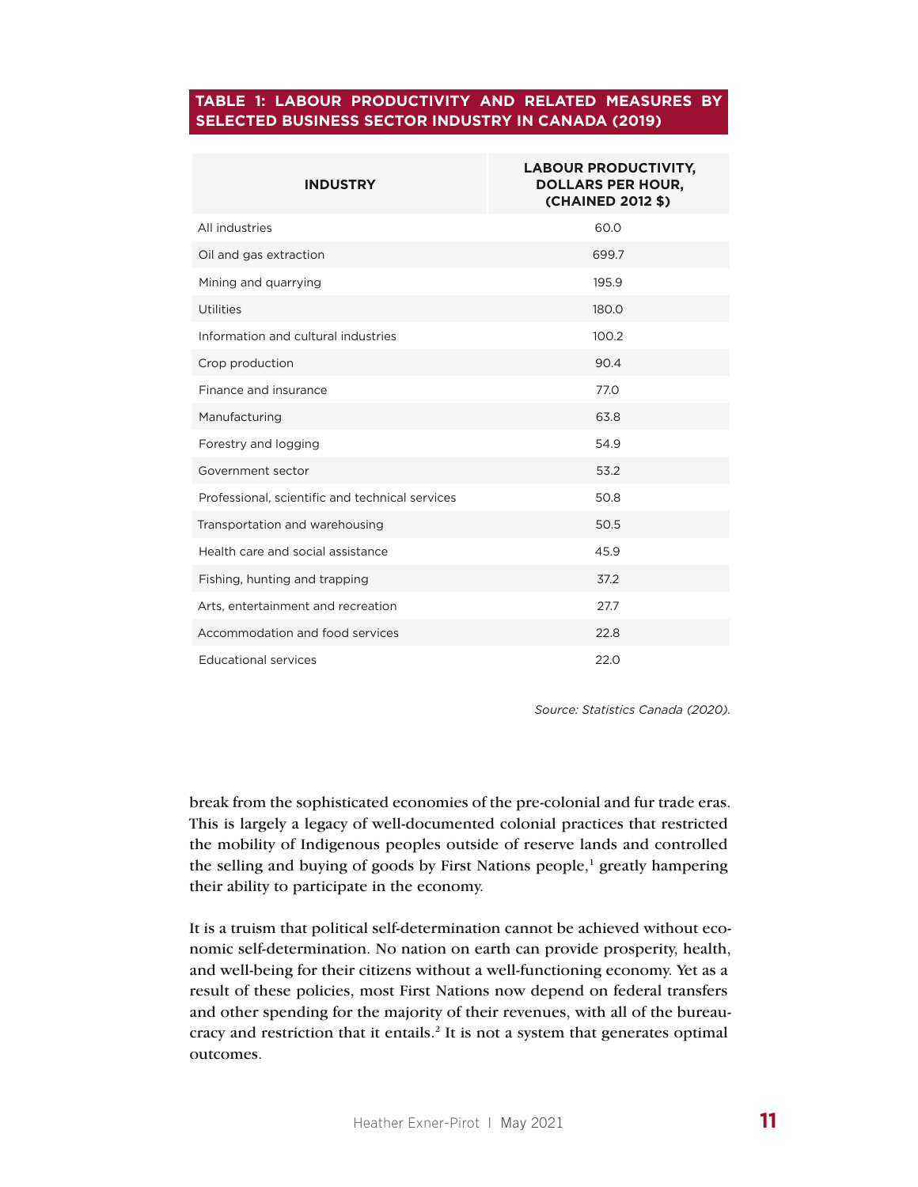**TABLE 1: LABOUR PRODUCTIVITY AND RELATED MEASURES BY SELECTED BUSINESS SECTOR INDUSTRY IN CANADA (2019)**

| INDUSTRY | LABOUR PRODUCTIVITY, DOLLARS PER HOUR, (CHAINED 2012 $) |
|---|---|
| All industries | 60.0 |
| Oil and gas extraction | 699.7 |
| Mining and quarrying | 195.9 |
| Utilities | 180.0 |
| Information and cultural industries | 100.2 |
| Crop production | 90.4 |
| Finance and insurance | 77.0 |
| Manufacturing | 63.8 |
| Forestry and logging | 54.9 |
| Government sector | 53.2 |
| Professional, scientific and technical services | 50.8 |
| Transportation and warehousing | 50.5 |
| Health care and social assistance | 45.9 |
| Fishing, hunting and trapping | 37.2 |
| Arts, entertainment and recreation | 27.7 |
| Accommodation and food services | 22.8 |
| Educational services | 22.0 |

*Source: Statistics Canada (2020).*

break from the sophisticated economies of the pre-colonial and fur trade eras. This is largely a legacy of well-documented colonial practices that restricted the mobility of Indigenous peoples outside of reserve lands and controlled the selling and buying of goods by First Nations people,[1] greatly hampering their ability to participate in the economy.

It is a truism that political self-determination cannot be achieved without economic self-determination. No nation on earth can provide prosperity, health, and well-being for their citizens without a well-functioning economy. Yet as a result of these policies, most First Nations now depend on federal transfers and other spending for the majority of their revenues, with all of the bureaucracy and restriction that it entails.[2] It is not a system that generates optimal outcomes.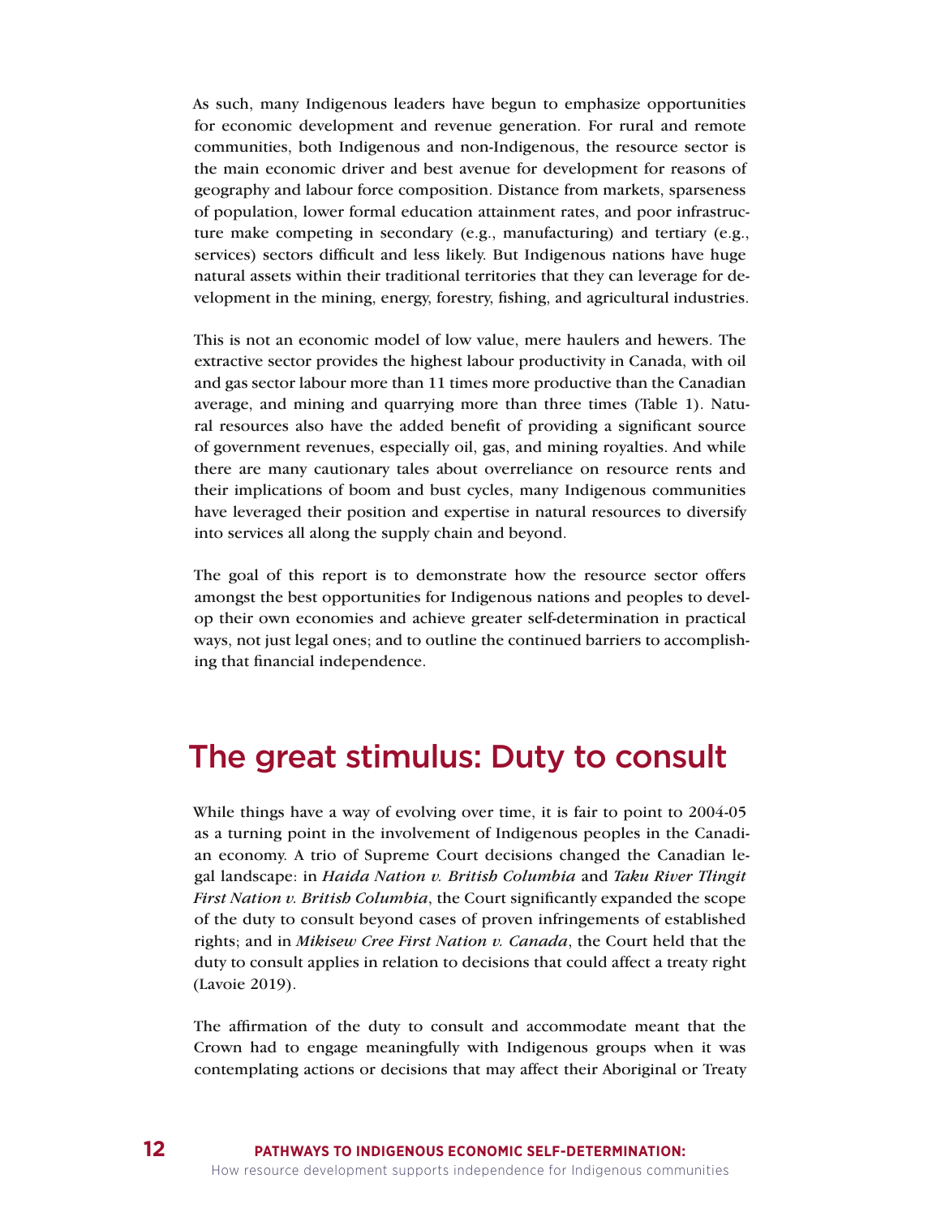As such, many Indigenous leaders have begun to emphasize opportunities for economic development and revenue generation. For rural and remote communities, both Indigenous and non-Indigenous, the resource sector is the main economic driver and best avenue for development for reasons of geography and labour force composition. Distance from markets, sparseness of population, lower formal education attainment rates, and poor infrastructure make competing in secondary (e.g., manufacturing) and tertiary (e.g., services) sectors difficult and less likely. But Indigenous nations have huge natural assets within their traditional territories that they can leverage for development in the mining, energy, forestry, fishing, and agricultural industries.

This is not an economic model of low value, mere haulers and hewers. The extractive sector provides the highest labour productivity in Canada, with oil and gas sector labour more than 11 times more productive than the Canadian average, and mining and quarrying more than three times (Table 1). Natural resources also have the added benefit of providing a significant source of government revenues, especially oil, gas, and mining royalties. And while there are many cautionary tales about overreliance on resource rents and their implications of boom and bust cycles, many Indigenous communities have leveraged their position and expertise in natural resources to diversify into services all along the supply chain and beyond.

The goal of this report is to demonstrate how the resource sector offers amongst the best opportunities for Indigenous nations and peoples to develop their own economies and achieve greater self-determination in practical ways, not just legal ones; and to outline the continued barriers to accomplishing that financial independence.

## The great stimulus: Duty to consult

While things have a way of evolving over time, it is fair to point to 2004-05 as a turning point in the involvement of Indigenous peoples in the Canadian economy. A trio of Supreme Court decisions changed the Canadian legal landscape: in *Haida Nation v. British Columbia* and *Taku River Tlingit First Nation v. British Columbia*, the Court significantly expanded the scope of the duty to consult beyond cases of proven infringements of established rights; and in *Mikisew Cree First Nation v. Canada*, the Court held that the duty to consult applies in relation to decisions that could affect a treaty right (Lavoie 2019).

The affirmation of the duty to consult and accommodate meant that the Crown had to engage meaningfully with Indigenous groups when it was contemplating actions or decisions that may affect their Aboriginal or Treaty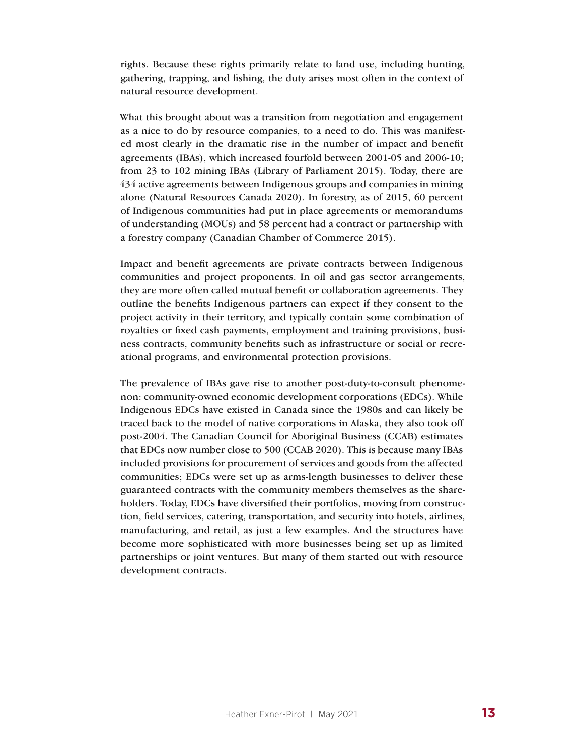rights. Because these rights primarily relate to land use, including hunting, gathering, trapping, and fishing, the duty arises most often in the context of natural resource development.

What this brought about was a transition from negotiation and engagement as a nice to do by resource companies, to a need to do. This was manifested most clearly in the dramatic rise in the number of impact and benefit agreements (IBAs), which increased fourfold between 2001-05 and 2006-10; from 23 to 102 mining IBAs (Library of Parliament 2015). Today, there are 434 active agreements between Indigenous groups and companies in mining alone (Natural Resources Canada 2020). In forestry, as of 2015, 60 percent of Indigenous communities had put in place agreements or memorandums of understanding (MOUs) and 58 percent had a contract or partnership with a forestry company (Canadian Chamber of Commerce 2015).

Impact and benefit agreements are private contracts between Indigenous communities and project proponents. In oil and gas sector arrangements, they are more often called mutual benefit or collaboration agreements. They outline the benefits Indigenous partners can expect if they consent to the project activity in their territory, and typically contain some combination of royalties or fixed cash payments, employment and training provisions, business contracts, community benefits such as infrastructure or social or recreational programs, and environmental protection provisions.

The prevalence of IBAs gave rise to another post-duty-to-consult phenomenon: community-owned economic development corporations (EDCs). While Indigenous EDCs have existed in Canada since the 1980s and can likely be traced back to the model of native corporations in Alaska, they also took off post-2004. The Canadian Council for Aboriginal Business (CCAB) estimates that EDCs now number close to 500 (CCAB 2020). This is because many IBAs included provisions for procurement of services and goods from the affected communities; EDCs were set up as arms-length businesses to deliver these guaranteed contracts with the community members themselves as the shareholders. Today, EDCs have diversified their portfolios, moving from construction, field services, catering, transportation, and security into hotels, airlines, manufacturing, and retail, as just a few examples. And the structures have become more sophisticated with more businesses being set up as limited partnerships or joint ventures. But many of them started out with resource development contracts.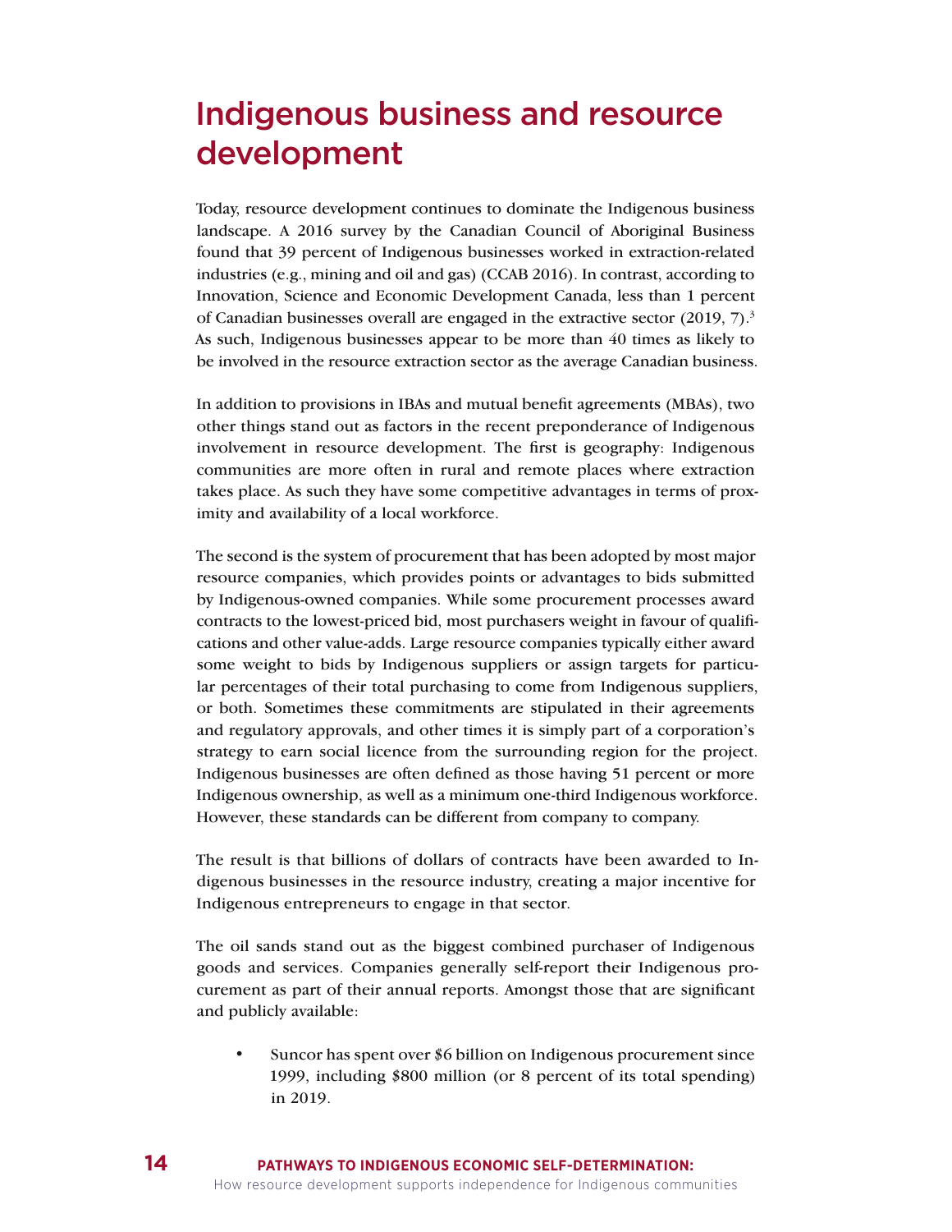# Indigenous business and resource development

Today, resource development continues to dominate the Indigenous business landscape. A 2016 survey by the Canadian Council of Aboriginal Business found that 39 percent of Indigenous businesses worked in extraction-related industries (e.g., mining and oil and gas) (CCAB 2016). In contrast, according to Innovation, Science and Economic Development Canada, less than 1 percent of Canadian businesses overall are engaged in the extractive sector (2019, 7).[3] As such, Indigenous businesses appear to be more than 40 times as likely to be involved in the resource extraction sector as the average Canadian business.

In addition to provisions in IBAs and mutual benefit agreements (MBAs), two other things stand out as factors in the recent preponderance of Indigenous involvement in resource development. The first is geography: Indigenous communities are more often in rural and remote places where extraction takes place. As such they have some competitive advantages in terms of proximity and availability of a local workforce.

The second is the system of procurement that has been adopted by most major resource companies, which provides points or advantages to bids submitted by Indigenous-owned companies. While some procurement processes award contracts to the lowest-priced bid, most purchasers weight in favour of qualifications and other value-adds. Large resource companies typically either award some weight to bids by Indigenous suppliers or assign targets for particular percentages of their total purchasing to come from Indigenous suppliers, or both. Sometimes these commitments are stipulated in their agreements and regulatory approvals, and other times it is simply part of a corporation's strategy to earn social licence from the surrounding region for the project. Indigenous businesses are often defined as those having 51 percent or more Indigenous ownership, as well as a minimum one-third Indigenous workforce. However, these standards can be different from company to company.

The result is that billions of dollars of contracts have been awarded to Indigenous businesses in the resource industry, creating a major incentive for Indigenous entrepreneurs to engage in that sector.

The oil sands stand out as the biggest combined purchaser of Indigenous goods and services. Companies generally self-report their Indigenous procurement as part of their annual reports. Amongst those that are significant and publicly available:

- Suncor has spent over $6 billion on Indigenous procurement since 1999, including $800 million (or 8 percent of its total spending) in 2019.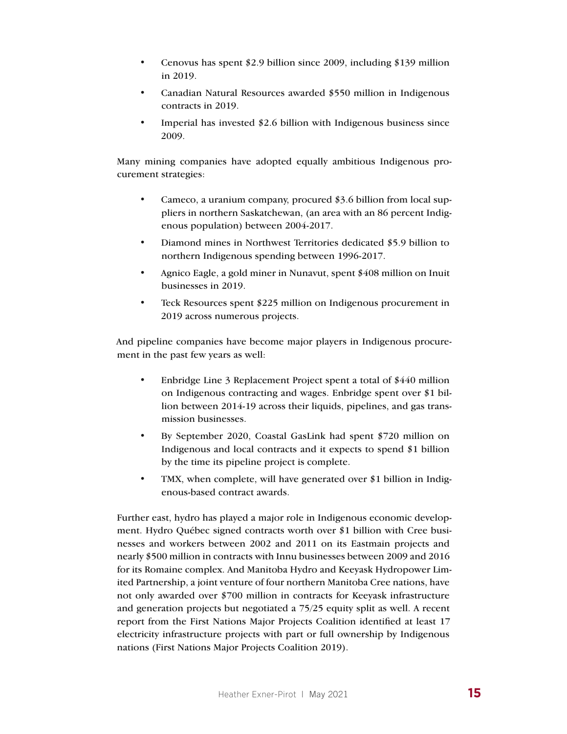- Cenovus has spent $2.9 billion since 2009, including $139 million in 2019.
- Canadian Natural Resources awarded $550 million in Indigenous contracts in 2019.
- Imperial has invested $2.6 billion with Indigenous business since 2009.

Many mining companies have adopted equally ambitious Indigenous procurement strategies:

- Cameco, a uranium company, procured $3.6 billion from local suppliers in northern Saskatchewan, (an area with an 86 percent Indigenous population) between 2004-2017.
- Diamond mines in Northwest Territories dedicated $5.9 billion to northern Indigenous spending between 1996-2017.
- Agnico Eagle, a gold miner in Nunavut, spent $408 million on Inuit businesses in 2019.
- Teck Resources spent $225 million on Indigenous procurement in 2019 across numerous projects.

And pipeline companies have become major players in Indigenous procurement in the past few years as well:

- Enbridge Line 3 Replacement Project spent a total of $440 million on Indigenous contracting and wages. Enbridge spent over $1 billion between 2014-19 across their liquids, pipelines, and gas transmission businesses.
- By September 2020, Coastal GasLink had spent $720 million on Indigenous and local contracts and it expects to spend $1 billion by the time its pipeline project is complete.
- TMX, when complete, will have generated over $1 billion in Indigenous-based contract awards.

Further east, hydro has played a major role in Indigenous economic development. Hydro Québec signed contracts worth over $1 billion with Cree businesses and workers between 2002 and 2011 on its Eastmain projects and nearly $500 million in contracts with Innu businesses between 2009 and 2016 for its Romaine complex. And Manitoba Hydro and Keeyask Hydropower Limited Partnership, a joint venture of four northern Manitoba Cree nations, have not only awarded over $700 million in contracts for Keeyask infrastructure and generation projects but negotiated a 75/25 equity split as well. A recent report from the First Nations Major Projects Coalition identified at least 17 electricity infrastructure projects with part or full ownership by Indigenous nations (First Nations Major Projects Coalition 2019).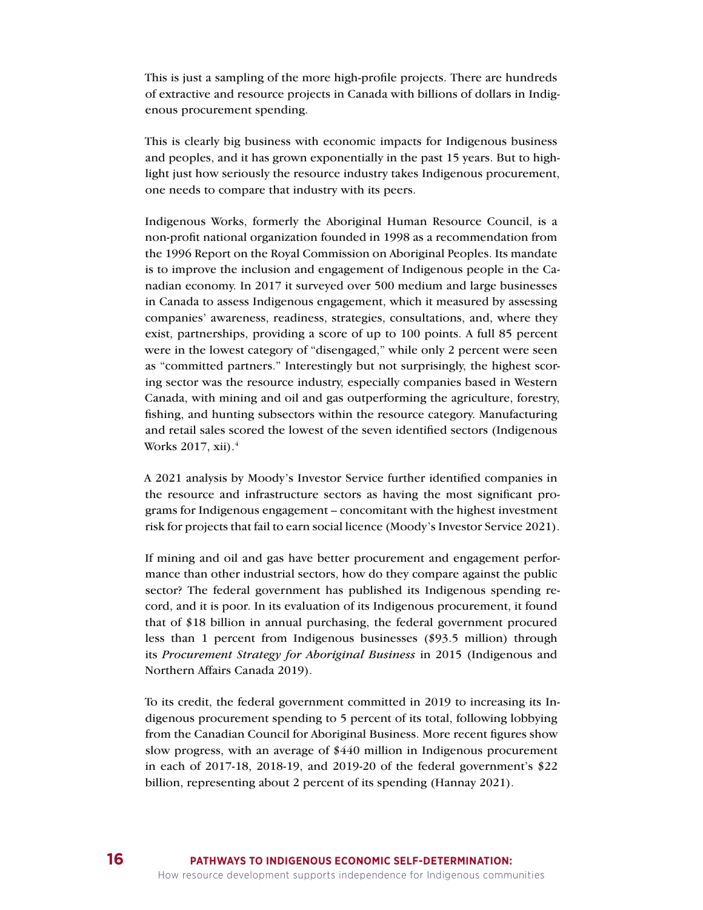This is just a sampling of the more high-profile projects. There are hundreds of extractive and resource projects in Canada with billions of dollars in Indigenous procurement spending.

This is clearly big business with economic impacts for Indigenous business and peoples, and it has grown exponentially in the past 15 years. But to highlight just how seriously the resource industry takes Indigenous procurement, one needs to compare that industry with its peers.

Indigenous Works, formerly the Aboriginal Human Resource Council, is a non-profit national organization founded in 1998 as a recommendation from the 1996 Report on the Royal Commission on Aboriginal Peoples. Its mandate is to improve the inclusion and engagement of Indigenous people in the Canadian economy. In 2017 it surveyed over 500 medium and large businesses in Canada to assess Indigenous engagement, which it measured by assessing companies' awareness, readiness, strategies, consultations, and, where they exist, partnerships, providing a score of up to 100 points. A full 85 percent were in the lowest category of "disengaged," while only 2 percent were seen as "committed partners." Interestingly but not surprisingly, the highest scoring sector was the resource industry, especially companies based in Western Canada, with mining and oil and gas outperforming the agriculture, forestry, fishing, and hunting subsectors within the resource category. Manufacturing and retail sales scored the lowest of the seven identified sectors (Indigenous Works 2017, xii).[4]

A 2021 analysis by Moody's Investor Service further identified companies in the resource and infrastructure sectors as having the most significant programs for Indigenous engagement – concomitant with the highest investment risk for projects that fail to earn social licence (Moody's Investor Service 2021).

If mining and oil and gas have better procurement and engagement performance than other industrial sectors, how do they compare against the public sector? The federal government has published its Indigenous spending record, and it is poor. In its evaluation of its Indigenous procurement, it found that of $18 billion in annual purchasing, the federal government procured less than 1 percent from Indigenous businesses ($93.5 million) through its *Procurement Strategy for Aboriginal Business* in 2015 (Indigenous and Northern Affairs Canada 2019).

To its credit, the federal government committed in 2019 to increasing its Indigenous procurement spending to 5 percent of its total, following lobbying from the Canadian Council for Aboriginal Business. More recent figures show slow progress, with an average of $440 million in Indigenous procurement in each of 2017-18, 2018-19, and 2019-20 of the federal government's $22 billion, representing about 2 percent of its spending (Hannay 2021).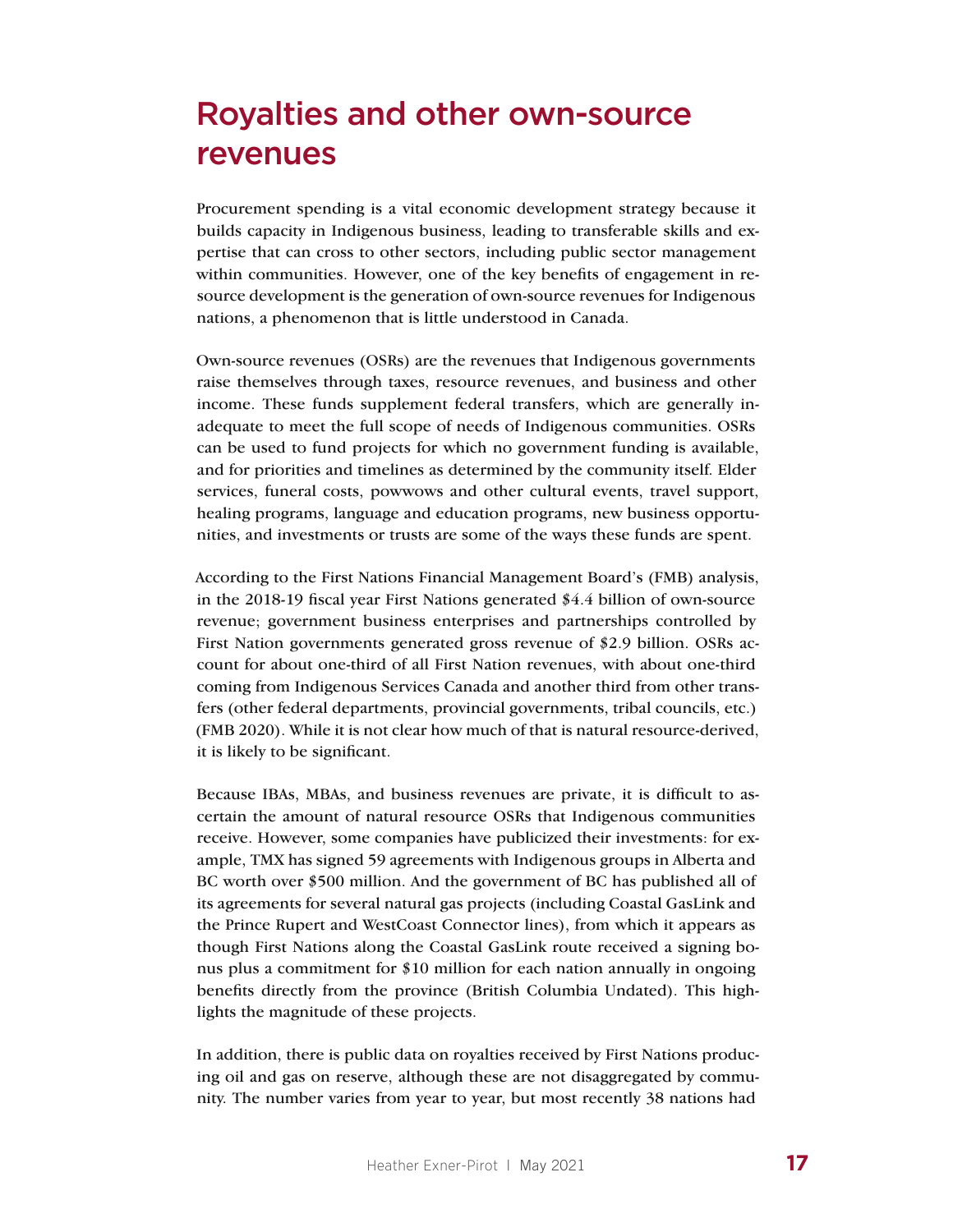# Royalties and other own-source revenues

Procurement spending is a vital economic development strategy because it builds capacity in Indigenous business, leading to transferable skills and expertise that can cross to other sectors, including public sector management within communities. However, one of the key benefits of engagement in resource development is the generation of own-source revenues for Indigenous nations, a phenomenon that is little understood in Canada.

Own-source revenues (OSRs) are the revenues that Indigenous governments raise themselves through taxes, resource revenues, and business and other income. These funds supplement federal transfers, which are generally inadequate to meet the full scope of needs of Indigenous communities. OSRs can be used to fund projects for which no government funding is available, and for priorities and timelines as determined by the community itself. Elder services, funeral costs, powwows and other cultural events, travel support, healing programs, language and education programs, new business opportunities, and investments or trusts are some of the ways these funds are spent.

According to the First Nations Financial Management Board's (FMB) analysis, in the 2018-19 fiscal year First Nations generated $4.4 billion of own-source revenue; government business enterprises and partnerships controlled by First Nation governments generated gross revenue of $2.9 billion. OSRs account for about one-third of all First Nation revenues, with about one-third coming from Indigenous Services Canada and another third from other transfers (other federal departments, provincial governments, tribal councils, etc.) (FMB 2020). While it is not clear how much of that is natural resource-derived, it is likely to be significant.

Because IBAs, MBAs, and business revenues are private, it is difficult to ascertain the amount of natural resource OSRs that Indigenous communities receive. However, some companies have publicized their investments: for example, TMX has signed 59 agreements with Indigenous groups in Alberta and BC worth over $500 million. And the government of BC has published all of its agreements for several natural gas projects (including Coastal GasLink and the Prince Rupert and WestCoast Connector lines), from which it appears as though First Nations along the Coastal GasLink route received a signing bonus plus a commitment for $10 million for each nation annually in ongoing benefits directly from the province (British Columbia Undated). This highlights the magnitude of these projects.

In addition, there is public data on royalties received by First Nations producing oil and gas on reserve, although these are not disaggregated by community. The number varies from year to year, but most recently 38 nations had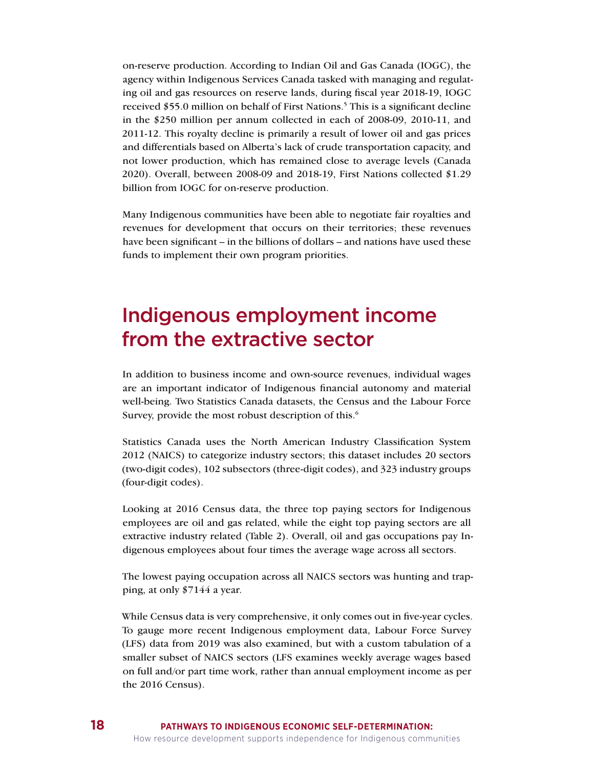on-reserve production. According to Indian Oil and Gas Canada (IOGC), the agency within Indigenous Services Canada tasked with managing and regulating oil and gas resources on reserve lands, during fiscal year 2018-19, IOGC received $55.0 million on behalf of First Nations.[5] This is a significant decline in the $250 million per annum collected in each of 2008-09, 2010-11, and 2011-12. This royalty decline is primarily a result of lower oil and gas prices and differentials based on Alberta's lack of crude transportation capacity, and not lower production, which has remained close to average levels (Canada 2020). Overall, between 2008-09 and 2018-19, First Nations collected $1.29 billion from IOGC for on-reserve production.

Many Indigenous communities have been able to negotiate fair royalties and revenues for development that occurs on their territories; these revenues have been significant – in the billions of dollars – and nations have used these funds to implement their own program priorities.

## Indigenous employment income from the extractive sector

In addition to business income and own-source revenues, individual wages are an important indicator of Indigenous financial autonomy and material well-being. Two Statistics Canada datasets, the Census and the Labour Force Survey, provide the most robust description of this.[6]

Statistics Canada uses the North American Industry Classification System 2012 (NAICS) to categorize industry sectors; this dataset includes 20 sectors (two-digit codes), 102 subsectors (three-digit codes), and 323 industry groups (four-digit codes).

Looking at 2016 Census data, the three top paying sectors for Indigenous employees are oil and gas related, while the eight top paying sectors are all extractive industry related (Table 2). Overall, oil and gas occupations pay Indigenous employees about four times the average wage across all sectors.

The lowest paying occupation across all NAICS sectors was hunting and trapping, at only $7144 a year.

While Census data is very comprehensive, it only comes out in five-year cycles. To gauge more recent Indigenous employment data, Labour Force Survey (LFS) data from 2019 was also examined, but with a custom tabulation of a smaller subset of NAICS sectors (LFS examines weekly average wages based on full and/or part time work, rather than annual employment income as per the 2016 Census).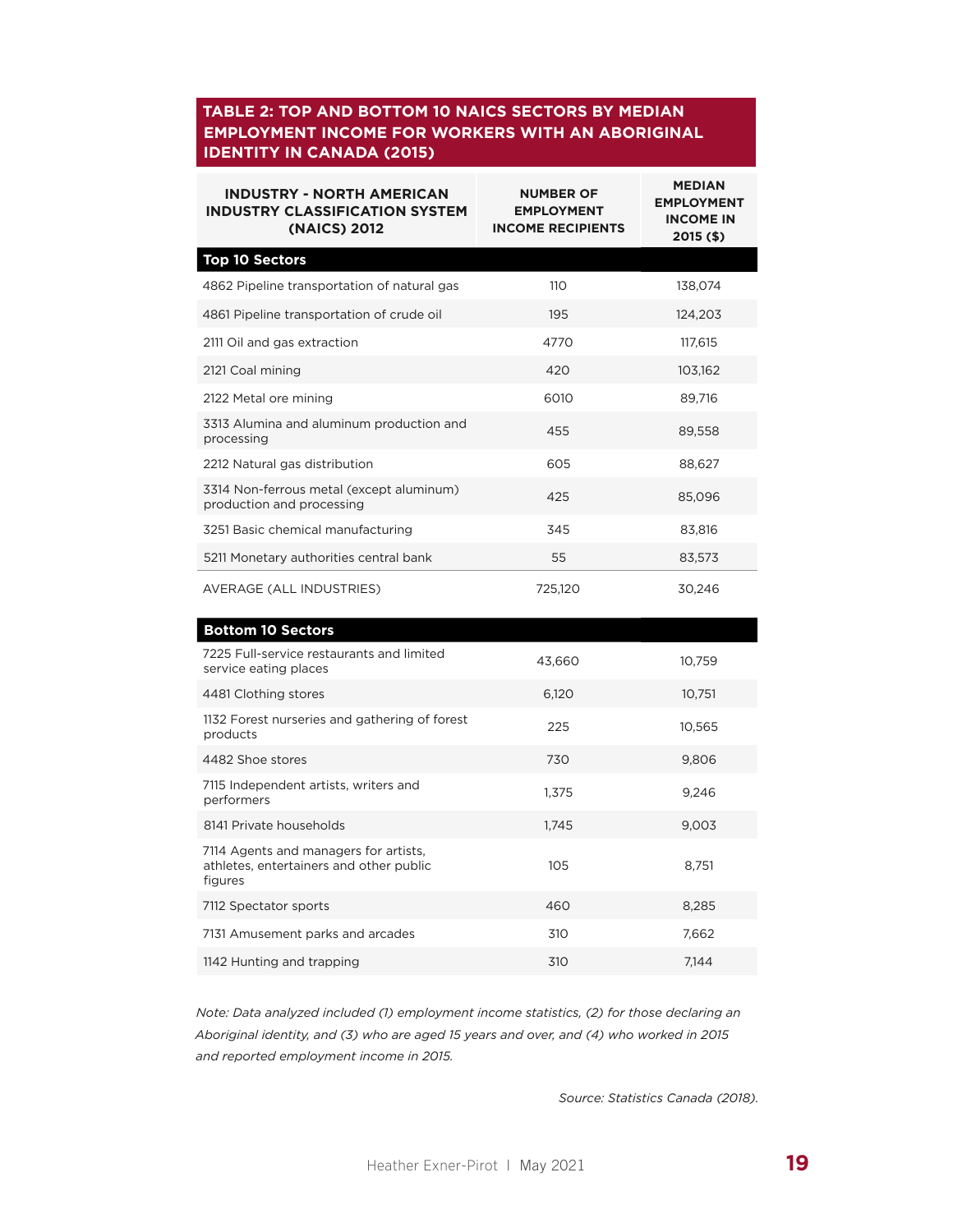**TABLE 2: TOP AND BOTTOM 10 NAICS SECTORS BY MEDIAN EMPLOYMENT INCOME FOR WORKERS WITH AN ABORIGINAL IDENTITY IN CANADA (2015)**

| INDUSTRY - NORTH AMERICAN INDUSTRY CLASSIFICATION SYSTEM (NAICS) 2012 | NUMBER OF EMPLOYMENT INCOME RECIPIENTS | MEDIAN EMPLOYMENT INCOME IN 2015 ($) |
|---|---|---|
| **Top 10 Sectors** | | |
| 4862 Pipeline transportation of natural gas | 110 | 138,074 |
| 4861 Pipeline transportation of crude oil | 195 | 124,203 |
| 2111 Oil and gas extraction | 4770 | 117,615 |
| 2121 Coal mining | 420 | 103,162 |
| 2122 Metal ore mining | 6010 | 89,716 |
| 3313 Alumina and aluminum production and processing | 455 | 89,558 |
| 2212 Natural gas distribution | 605 | 88,627 |
| 3314 Non-ferrous metal (except aluminum) production and processing | 425 | 85,096 |
| 3251 Basic chemical manufacturing | 345 | 83,816 |
| 5211 Monetary authorities central bank | 55 | 83,573 |
| AVERAGE (ALL INDUSTRIES) | 725,120 | 30,246 |
| **Bottom 10 Sectors** | | |
| 7225 Full-service restaurants and limited service eating places | 43,660 | 10,759 |
| 4481 Clothing stores | 6,120 | 10,751 |
| 1132 Forest nurseries and gathering of forest products | 225 | 10,565 |
| 4482 Shoe stores | 730 | 9,806 |
| 7115 Independent artists, writers and performers | 1,375 | 9,246 |
| 8141 Private households | 1,745 | 9,003 |
| 7114 Agents and managers for artists, athletes, entertainers and other public figures | 105 | 8,751 |
| 7112 Spectator sports | 460 | 8,285 |
| 7131 Amusement parks and arcades | 310 | 7,662 |
| 1142 Hunting and trapping | 310 | 7,144 |

*Note: Data analyzed included (1) employment income statistics, (2) for those declaring an Aboriginal identity, and (3) who are aged 15 years and over, and (4) who worked in 2015 and reported employment income in 2015.*

*Source: Statistics Canada (2018).*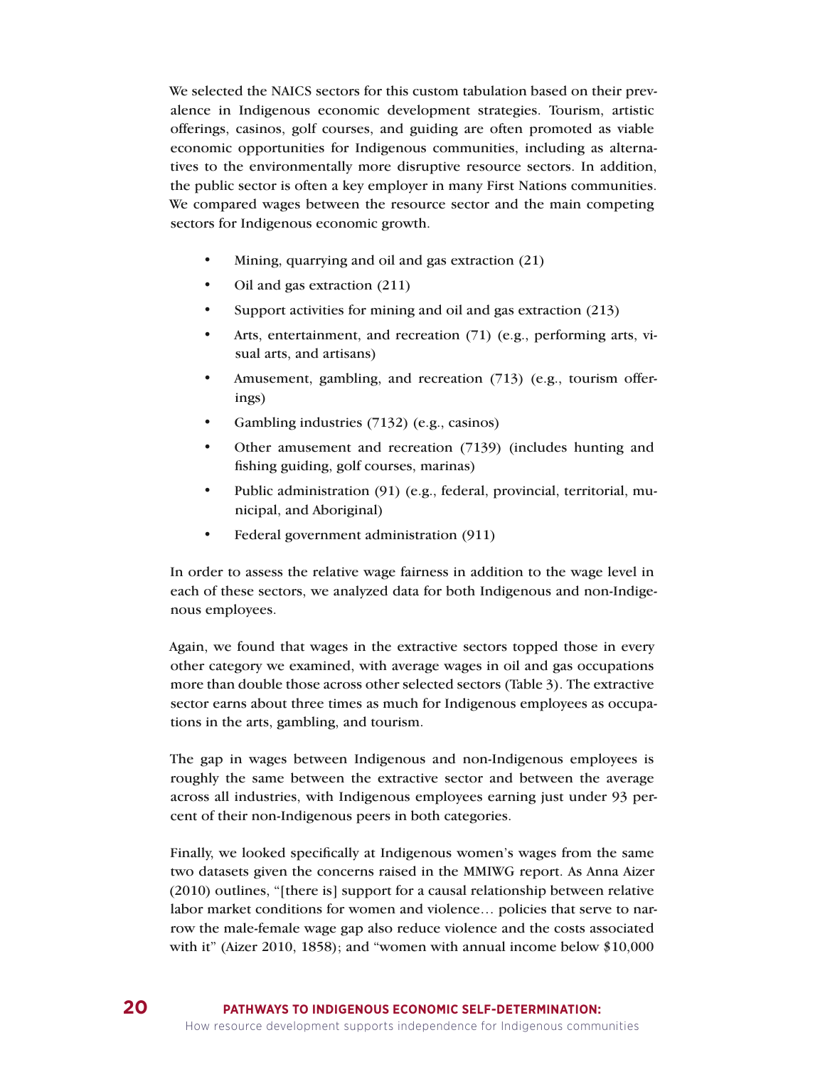We selected the NAICS sectors for this custom tabulation based on their prevalence in Indigenous economic development strategies. Tourism, artistic offerings, casinos, golf courses, and guiding are often promoted as viable economic opportunities for Indigenous communities, including as alternatives to the environmentally more disruptive resource sectors. In addition, the public sector is often a key employer in many First Nations communities. We compared wages between the resource sector and the main competing sectors for Indigenous economic growth.

- Mining, quarrying and oil and gas extraction (21)
- Oil and gas extraction (211)
- Support activities for mining and oil and gas extraction (213)
- Arts, entertainment, and recreation (71) (e.g., performing arts, visual arts, and artisans)
- Amusement, gambling, and recreation (713) (e.g., tourism offerings)
- Gambling industries (7132) (e.g., casinos)
- Other amusement and recreation (7139) (includes hunting and fishing guiding, golf courses, marinas)
- Public administration (91) (e.g., federal, provincial, territorial, municipal, and Aboriginal)
- Federal government administration (911)

In order to assess the relative wage fairness in addition to the wage level in each of these sectors, we analyzed data for both Indigenous and non-Indigenous employees.

Again, we found that wages in the extractive sectors topped those in every other category we examined, with average wages in oil and gas occupations more than double those across other selected sectors (Table 3). The extractive sector earns about three times as much for Indigenous employees as occupations in the arts, gambling, and tourism.

The gap in wages between Indigenous and non-Indigenous employees is roughly the same between the extractive sector and between the average across all industries, with Indigenous employees earning just under 93 percent of their non-Indigenous peers in both categories.

Finally, we looked specifically at Indigenous women's wages from the same two datasets given the concerns raised in the MMIWG report. As Anna Aizer (2010) outlines, "[there is] support for a causal relationship between relative labor market conditions for women and violence… policies that serve to narrow the male-female wage gap also reduce violence and the costs associated with it" (Aizer 2010, 1858); and "women with annual income below $10,000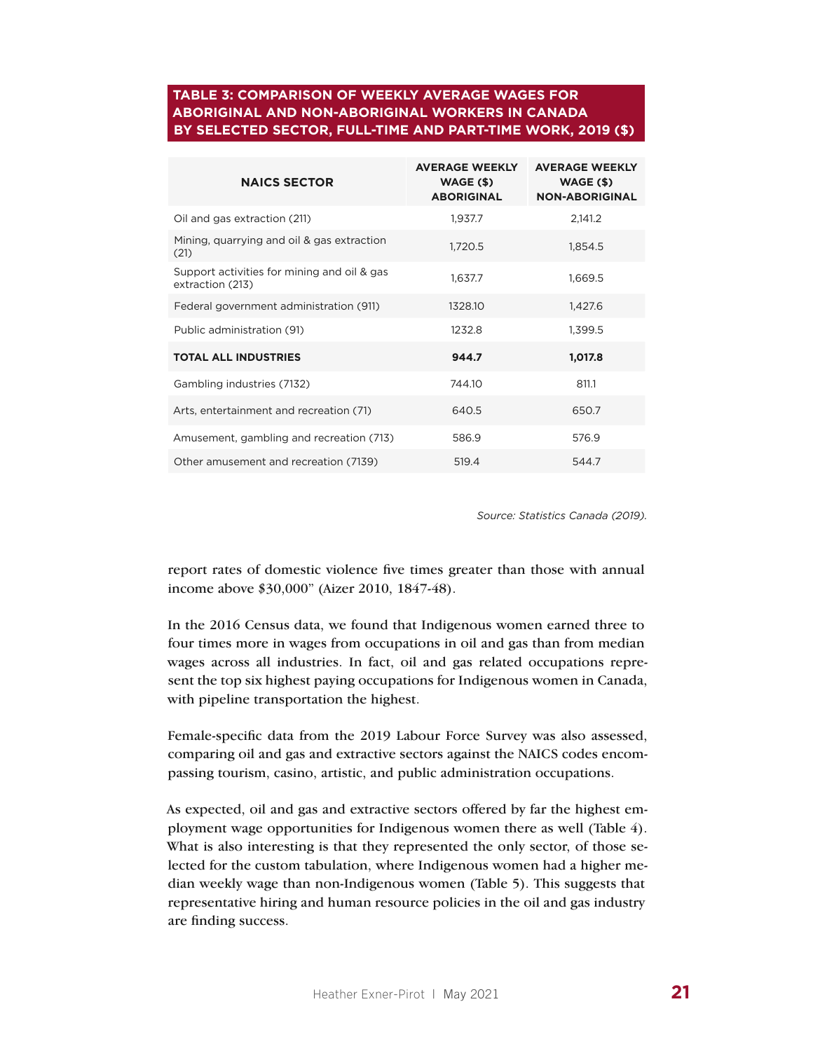**TABLE 3: COMPARISON OF WEEKLY AVERAGE WAGES FOR ABORIGINAL AND NON-ABORIGINAL WORKERS IN CANADA BY SELECTED SECTOR, FULL-TIME AND PART-TIME WORK, 2019 ($)**

| NAICS SECTOR | AVERAGE WEEKLY WAGE ($) ABORIGINAL | AVERAGE WEEKLY WAGE ($) NON-ABORIGINAL |
|---|---|---|
| Oil and gas extraction (211) | 1,937.7 | 2,141.2 |
| Mining, quarrying and oil & gas extraction (21) | 1,720.5 | 1,854.5 |
| Support activities for mining and oil & gas extraction (213) | 1,637.7 | 1,669.5 |
| Federal government administration (911) | 1328.10 | 1,427.6 |
| Public administration (91) | 1232.8 | 1,399.5 |
| **TOTAL ALL INDUSTRIES** | **944.7** | **1,017.8** |
| Gambling industries (7132) | 744.10 | 811.1 |
| Arts, entertainment and recreation (71) | 640.5 | 650.7 |
| Amusement, gambling and recreation (713) | 586.9 | 576.9 |
| Other amusement and recreation (7139) | 519.4 | 544.7 |

*Source: Statistics Canada (2019).*

report rates of domestic violence five times greater than those with annual income above $30,000" (Aizer 2010, 1847-48).

In the 2016 Census data, we found that Indigenous women earned three to four times more in wages from occupations in oil and gas than from median wages across all industries. In fact, oil and gas related occupations represent the top six highest paying occupations for Indigenous women in Canada, with pipeline transportation the highest.

Female-specific data from the 2019 Labour Force Survey was also assessed, comparing oil and gas and extractive sectors against the NAICS codes encompassing tourism, casino, artistic, and public administration occupations.

As expected, oil and gas and extractive sectors offered by far the highest employment wage opportunities for Indigenous women there as well (Table 4). What is also interesting is that they represented the only sector, of those selected for the custom tabulation, where Indigenous women had a higher median weekly wage than non-Indigenous women (Table 5). This suggests that representative hiring and human resource policies in the oil and gas industry are finding success.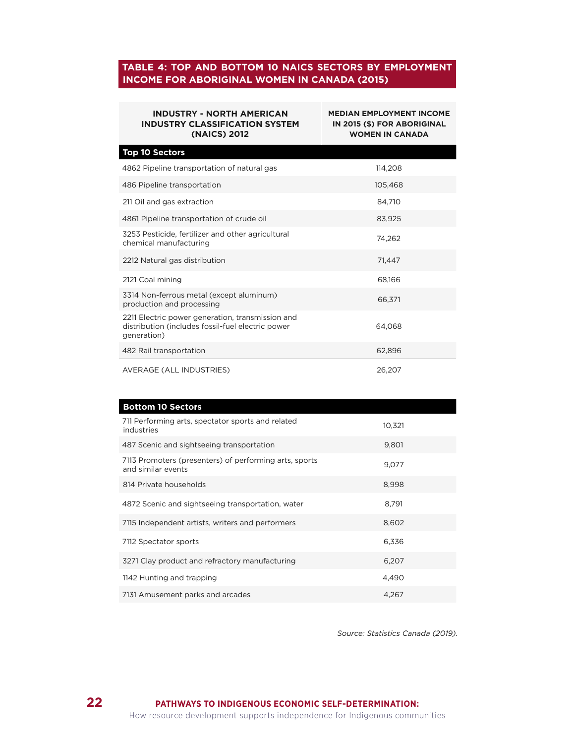### TABLE 4: TOP AND BOTTOM 10 NAICS SECTORS BY EMPLOYMENT INCOME FOR ABORIGINAL WOMEN IN CANADA (2015)

| INDUSTRY - NORTH AMERICAN INDUSTRY CLASSIFICATION SYSTEM (NAICS) 2012 | MEDIAN EMPLOYMENT INCOME IN 2015 ($) FOR ABORIGINAL WOMEN IN CANADA |
|---|---|
| **Top 10 Sectors** | |
| 4862 Pipeline transportation of natural gas | 114,208 |
| 486 Pipeline transportation | 105,468 |
| 211 Oil and gas extraction | 84,710 |
| 4861 Pipeline transportation of crude oil | 83,925 |
| 3253 Pesticide, fertilizer and other agricultural chemical manufacturing | 74,262 |
| 2212 Natural gas distribution | 71,447 |
| 2121 Coal mining | 68,166 |
| 3314 Non-ferrous metal (except aluminum) production and processing | 66,371 |
| 2211 Electric power generation, transmission and distribution (includes fossil-fuel electric power generation) | 64,068 |
| 482 Rail transportation | 62,896 |
| AVERAGE (ALL INDUSTRIES) | 26,207 |
| **Bottom 10 Sectors** | |
| 711 Performing arts, spectator sports and related industries | 10,321 |
| 487 Scenic and sightseeing transportation | 9,801 |
| 7113 Promoters (presenters) of performing arts, sports and similar events | 9,077 |
| 814 Private households | 8,998 |
| 4872 Scenic and sightseeing transportation, water | 8,791 |
| 7115 Independent artists, writers and performers | 8,602 |
| 7112 Spectator sports | 6,336 |
| 3271 Clay product and refractory manufacturing | 6,207 |
| 1142 Hunting and trapping | 4,490 |
| 7131 Amusement parks and arcades | 4,267 |

*Source: Statistics Canada (2019).*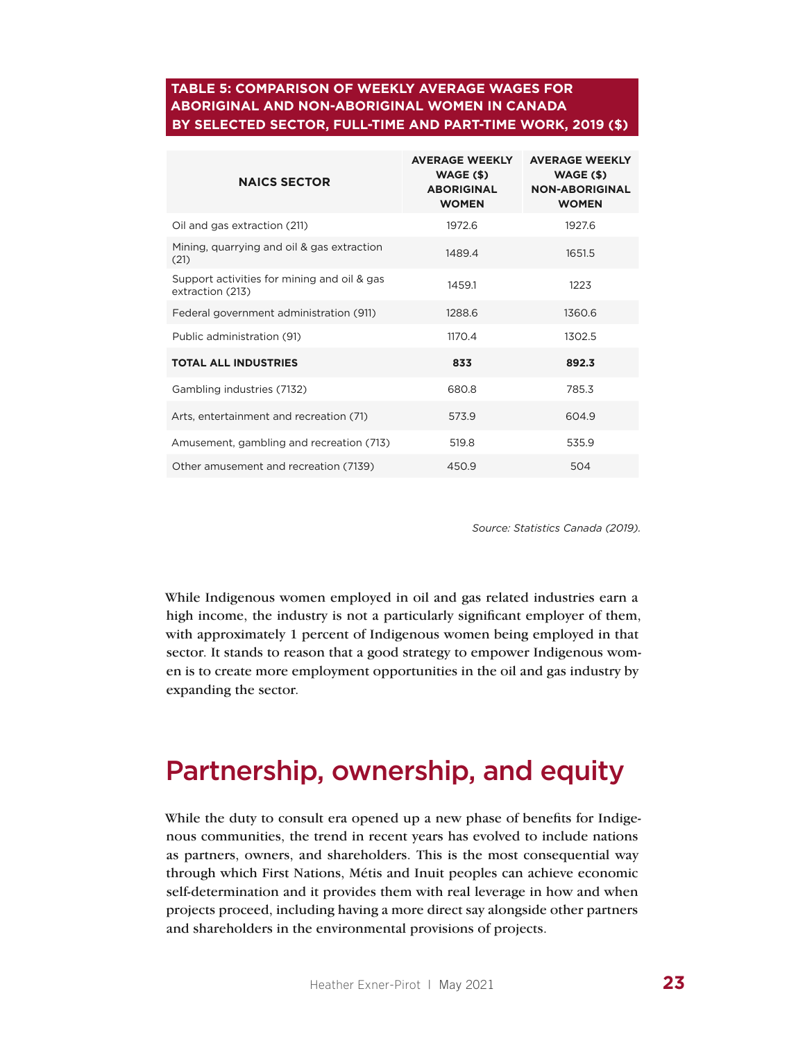**TABLE 5: COMPARISON OF WEEKLY AVERAGE WAGES FOR ABORIGINAL AND NON-ABORIGINAL WOMEN IN CANADA BY SELECTED SECTOR, FULL-TIME AND PART-TIME WORK, 2019 ($)**

| NAICS SECTOR | AVERAGE WEEKLY WAGE ($) ABORIGINAL WOMEN | AVERAGE WEEKLY WAGE ($) NON-ABORIGINAL WOMEN |
|---|---|---|
| Oil and gas extraction (211) | 1972.6 | 1927.6 |
| Mining, quarrying and oil & gas extraction (21) | 1489.4 | 1651.5 |
| Support activities for mining and oil & gas extraction (213) | 1459.1 | 1223 |
| Federal government administration (911) | 1288.6 | 1360.6 |
| Public administration (91) | 1170.4 | 1302.5 |
| **TOTAL ALL INDUSTRIES** | **833** | **892.3** |
| Gambling industries (7132) | 680.8 | 785.3 |
| Arts, entertainment and recreation (71) | 573.9 | 604.9 |
| Amusement, gambling and recreation (713) | 519.8 | 535.9 |
| Other amusement and recreation (7139) | 450.9 | 504 |

*Source: Statistics Canada (2019).*

While Indigenous women employed in oil and gas related industries earn a high income, the industry is not a particularly significant employer of them, with approximately 1 percent of Indigenous women being employed in that sector. It stands to reason that a good strategy to empower Indigenous women is to create more employment opportunities in the oil and gas industry by expanding the sector.

## Partnership, ownership, and equity

While the duty to consult era opened up a new phase of benefits for Indigenous communities, the trend in recent years has evolved to include nations as partners, owners, and shareholders. This is the most consequential way through which First Nations, Métis and Inuit peoples can achieve economic self-determination and it provides them with real leverage in how and when projects proceed, including having a more direct say alongside other partners and shareholders in the environmental provisions of projects.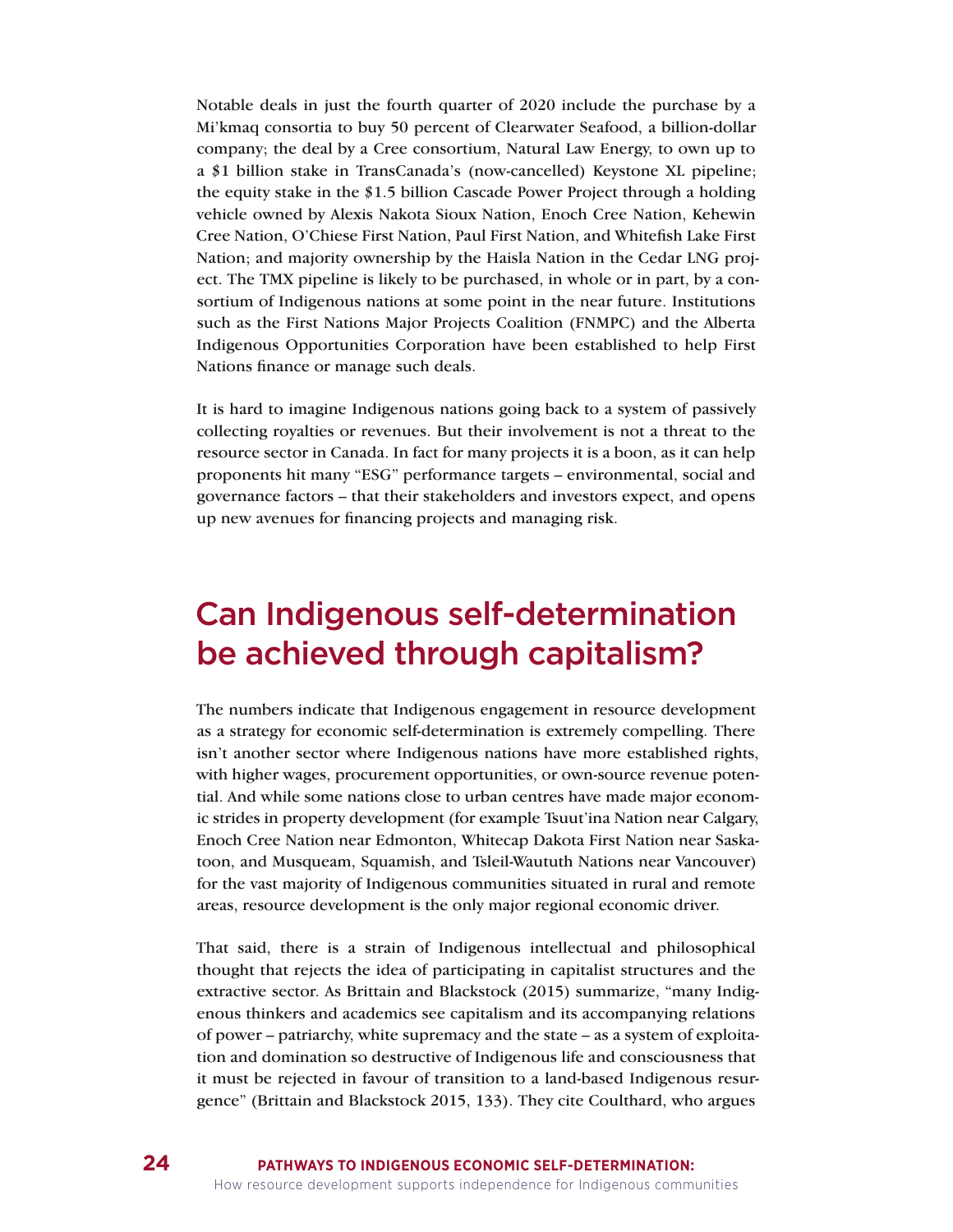Notable deals in just the fourth quarter of 2020 include the purchase by a Mi'kmaq consortia to buy 50 percent of Clearwater Seafood, a billion-dollar company; the deal by a Cree consortium, Natural Law Energy, to own up to a $1 billion stake in TransCanada's (now-cancelled) Keystone XL pipeline; the equity stake in the $1.5 billion Cascade Power Project through a holding vehicle owned by Alexis Nakota Sioux Nation, Enoch Cree Nation, Kehewin Cree Nation, O'Chiese First Nation, Paul First Nation, and Whitefish Lake First Nation; and majority ownership by the Haisla Nation in the Cedar LNG project. The TMX pipeline is likely to be purchased, in whole or in part, by a consortium of Indigenous nations at some point in the near future. Institutions such as the First Nations Major Projects Coalition (FNMPC) and the Alberta Indigenous Opportunities Corporation have been established to help First Nations finance or manage such deals.

It is hard to imagine Indigenous nations going back to a system of passively collecting royalties or revenues. But their involvement is not a threat to the resource sector in Canada. In fact for many projects it is a boon, as it can help proponents hit many "ESG" performance targets – environmental, social and governance factors – that their stakeholders and investors expect, and opens up new avenues for financing projects and managing risk.

## Can Indigenous self-determination be achieved through capitalism?

The numbers indicate that Indigenous engagement in resource development as a strategy for economic self-determination is extremely compelling. There isn't another sector where Indigenous nations have more established rights, with higher wages, procurement opportunities, or own-source revenue potential. And while some nations close to urban centres have made major economic strides in property development (for example Tsuut'ina Nation near Calgary, Enoch Cree Nation near Edmonton, Whitecap Dakota First Nation near Saskatoon, and Musqueam, Squamish, and Tsleil-Waututh Nations near Vancouver) for the vast majority of Indigenous communities situated in rural and remote areas, resource development is the only major regional economic driver.

That said, there is a strain of Indigenous intellectual and philosophical thought that rejects the idea of participating in capitalist structures and the extractive sector. As Brittain and Blackstock (2015) summarize, "many Indigenous thinkers and academics see capitalism and its accompanying relations of power – patriarchy, white supremacy and the state – as a system of exploitation and domination so destructive of Indigenous life and consciousness that it must be rejected in favour of transition to a land-based Indigenous resurgence" (Brittain and Blackstock 2015, 133). They cite Coulthard, who argues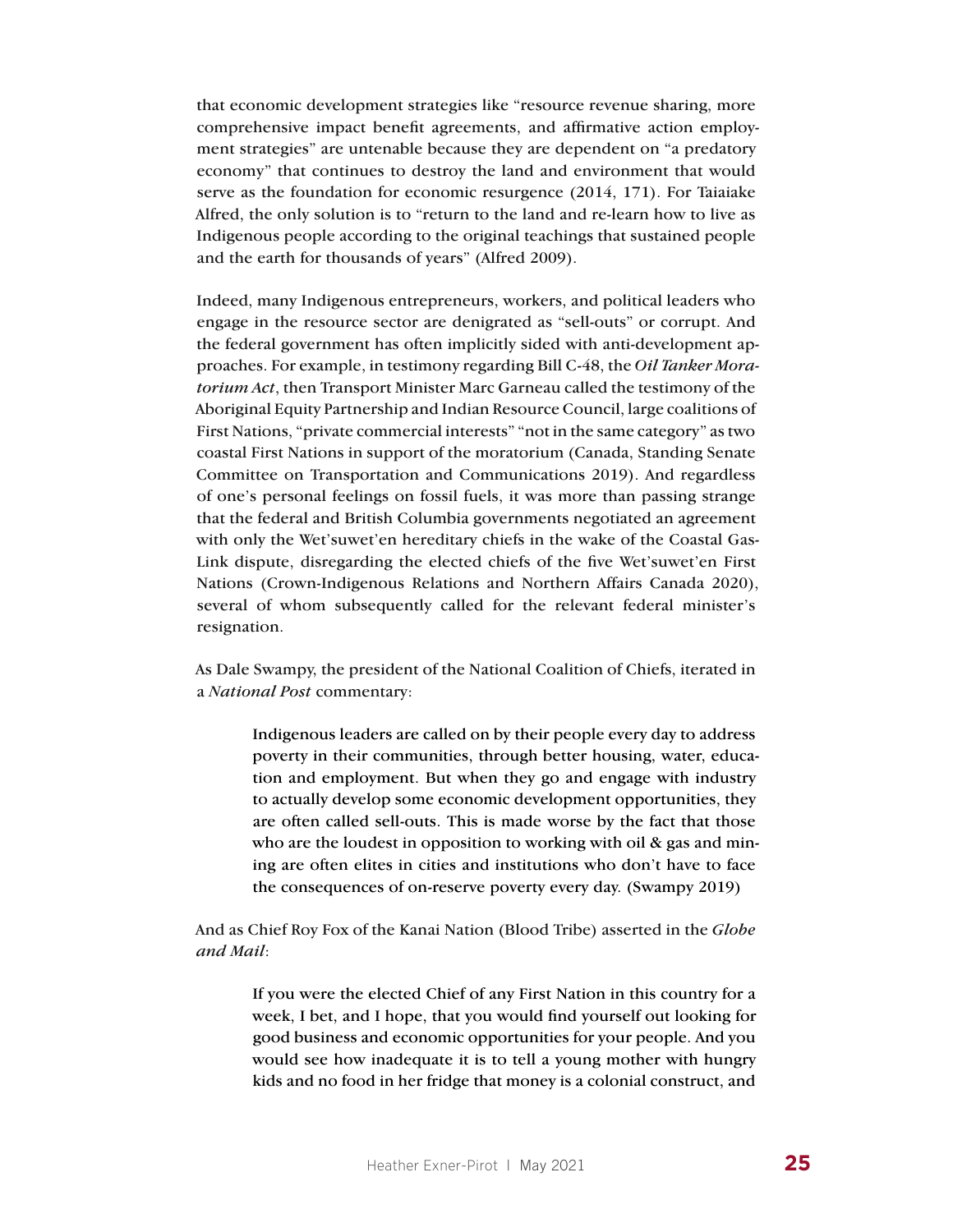that economic development strategies like "resource revenue sharing, more comprehensive impact benefit agreements, and affirmative action employment strategies" are untenable because they are dependent on "a predatory economy" that continues to destroy the land and environment that would serve as the foundation for economic resurgence (2014, 171). For Taiaiake Alfred, the only solution is to "return to the land and re-learn how to live as Indigenous people according to the original teachings that sustained people and the earth for thousands of years" (Alfred 2009).

Indeed, many Indigenous entrepreneurs, workers, and political leaders who engage in the resource sector are denigrated as "sell-outs" or corrupt. And the federal government has often implicitly sided with anti-development approaches. For example, in testimony regarding Bill C-48, the *Oil Tanker Moratorium Act*, then Transport Minister Marc Garneau called the testimony of the Aboriginal Equity Partnership and Indian Resource Council, large coalitions of First Nations, "private commercial interests" "not in the same category" as two coastal First Nations in support of the moratorium (Canada, Standing Senate Committee on Transportation and Communications 2019). And regardless of one's personal feelings on fossil fuels, it was more than passing strange that the federal and British Columbia governments negotiated an agreement with only the Wet'suwet'en hereditary chiefs in the wake of the Coastal GasLink dispute, disregarding the elected chiefs of the five Wet'suwet'en First Nations (Crown-Indigenous Relations and Northern Affairs Canada 2020), several of whom subsequently called for the relevant federal minister's resignation.

As Dale Swampy, the president of the National Coalition of Chiefs, iterated in a *National Post* commentary:

> Indigenous leaders are called on by their people every day to address poverty in their communities, through better housing, water, education and employment. But when they go and engage with industry to actually develop some economic development opportunities, they are often called sell-outs. This is made worse by the fact that those who are the loudest in opposition to working with oil & gas and mining are often elites in cities and institutions who don't have to face the consequences of on-reserve poverty every day. (Swampy 2019)

And as Chief Roy Fox of the Kanai Nation (Blood Tribe) asserted in the *Globe and Mail*:

> If you were the elected Chief of any First Nation in this country for a week, I bet, and I hope, that you would find yourself out looking for good business and economic opportunities for your people. And you would see how inadequate it is to tell a young mother with hungry kids and no food in her fridge that money is a colonial construct, and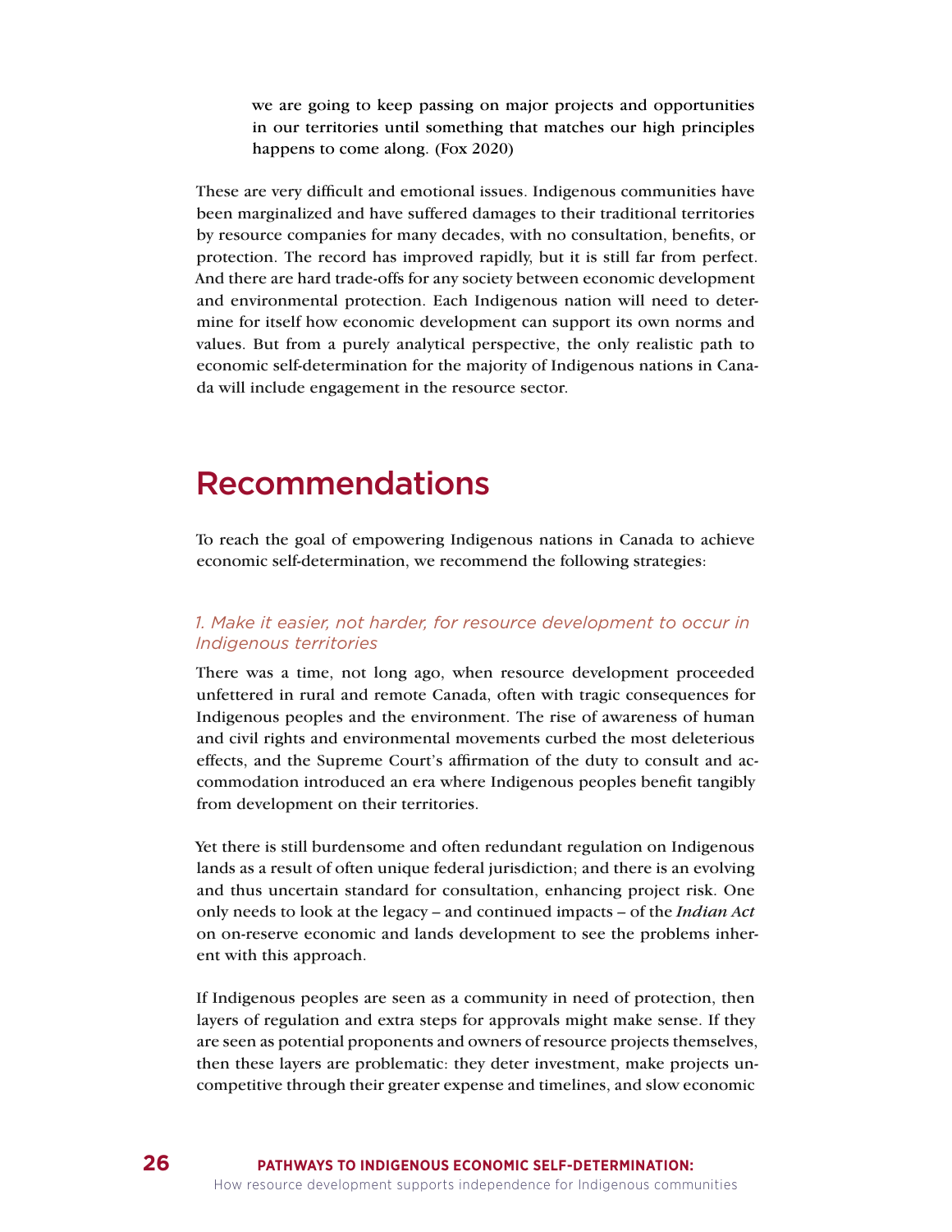> we are going to keep passing on major projects and opportunities in our territories until something that matches our high principles happens to come along. (Fox 2020)

These are very difficult and emotional issues. Indigenous communities have been marginalized and have suffered damages to their traditional territories by resource companies for many decades, with no consultation, benefits, or protection. The record has improved rapidly, but it is still far from perfect. And there are hard trade-offs for any society between economic development and environmental protection. Each Indigenous nation will need to determine for itself how economic development can support its own norms and values. But from a purely analytical perspective, the only realistic path to economic self-determination for the majority of Indigenous nations in Canada will include engagement in the resource sector.

# Recommendations

To reach the goal of empowering Indigenous nations in Canada to achieve economic self-determination, we recommend the following strategies:

### *1. Make it easier, not harder, for resource development to occur in Indigenous territories*

There was a time, not long ago, when resource development proceeded unfettered in rural and remote Canada, often with tragic consequences for Indigenous peoples and the environment. The rise of awareness of human and civil rights and environmental movements curbed the most deleterious effects, and the Supreme Court's affirmation of the duty to consult and accommodation introduced an era where Indigenous peoples benefit tangibly from development on their territories.

Yet there is still burdensome and often redundant regulation on Indigenous lands as a result of often unique federal jurisdiction; and there is an evolving and thus uncertain standard for consultation, enhancing project risk. One only needs to look at the legacy – and continued impacts – of the *Indian Act* on on-reserve economic and lands development to see the problems inherent with this approach.

If Indigenous peoples are seen as a community in need of protection, then layers of regulation and extra steps for approvals might make sense. If they are seen as potential proponents and owners of resource projects themselves, then these layers are problematic: they deter investment, make projects uncompetitive through their greater expense and timelines, and slow economic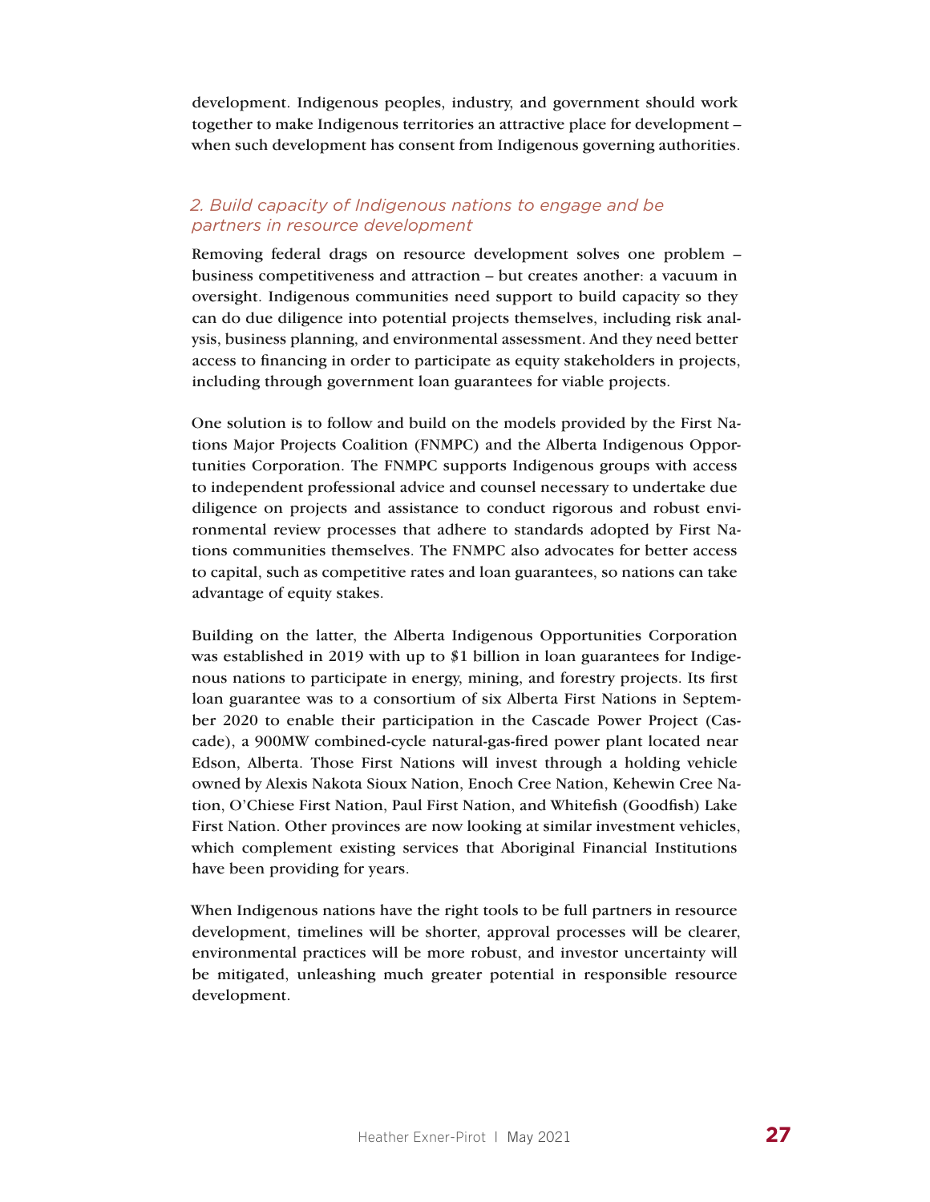development. Indigenous peoples, industry, and government should work together to make Indigenous territories an attractive place for development – when such development has consent from Indigenous governing authorities.

### *2. Build capacity of Indigenous nations to engage and be partners in resource development*

Removing federal drags on resource development solves one problem – business competitiveness and attraction – but creates another: a vacuum in oversight. Indigenous communities need support to build capacity so they can do due diligence into potential projects themselves, including risk analysis, business planning, and environmental assessment. And they need better access to financing in order to participate as equity stakeholders in projects, including through government loan guarantees for viable projects.

One solution is to follow and build on the models provided by the First Nations Major Projects Coalition (FNMPC) and the Alberta Indigenous Opportunities Corporation. The FNMPC supports Indigenous groups with access to independent professional advice and counsel necessary to undertake due diligence on projects and assistance to conduct rigorous and robust environmental review processes that adhere to standards adopted by First Nations communities themselves. The FNMPC also advocates for better access to capital, such as competitive rates and loan guarantees, so nations can take advantage of equity stakes.

Building on the latter, the Alberta Indigenous Opportunities Corporation was established in 2019 with up to $1 billion in loan guarantees for Indigenous nations to participate in energy, mining, and forestry projects. Its first loan guarantee was to a consortium of six Alberta First Nations in September 2020 to enable their participation in the Cascade Power Project (Cascade), a 900MW combined-cycle natural-gas-fired power plant located near Edson, Alberta. Those First Nations will invest through a holding vehicle owned by Alexis Nakota Sioux Nation, Enoch Cree Nation, Kehewin Cree Nation, O'Chiese First Nation, Paul First Nation, and Whitefish (Goodfish) Lake First Nation. Other provinces are now looking at similar investment vehicles, which complement existing services that Aboriginal Financial Institutions have been providing for years.

When Indigenous nations have the right tools to be full partners in resource development, timelines will be shorter, approval processes will be clearer, environmental practices will be more robust, and investor uncertainty will be mitigated, unleashing much greater potential in responsible resource development.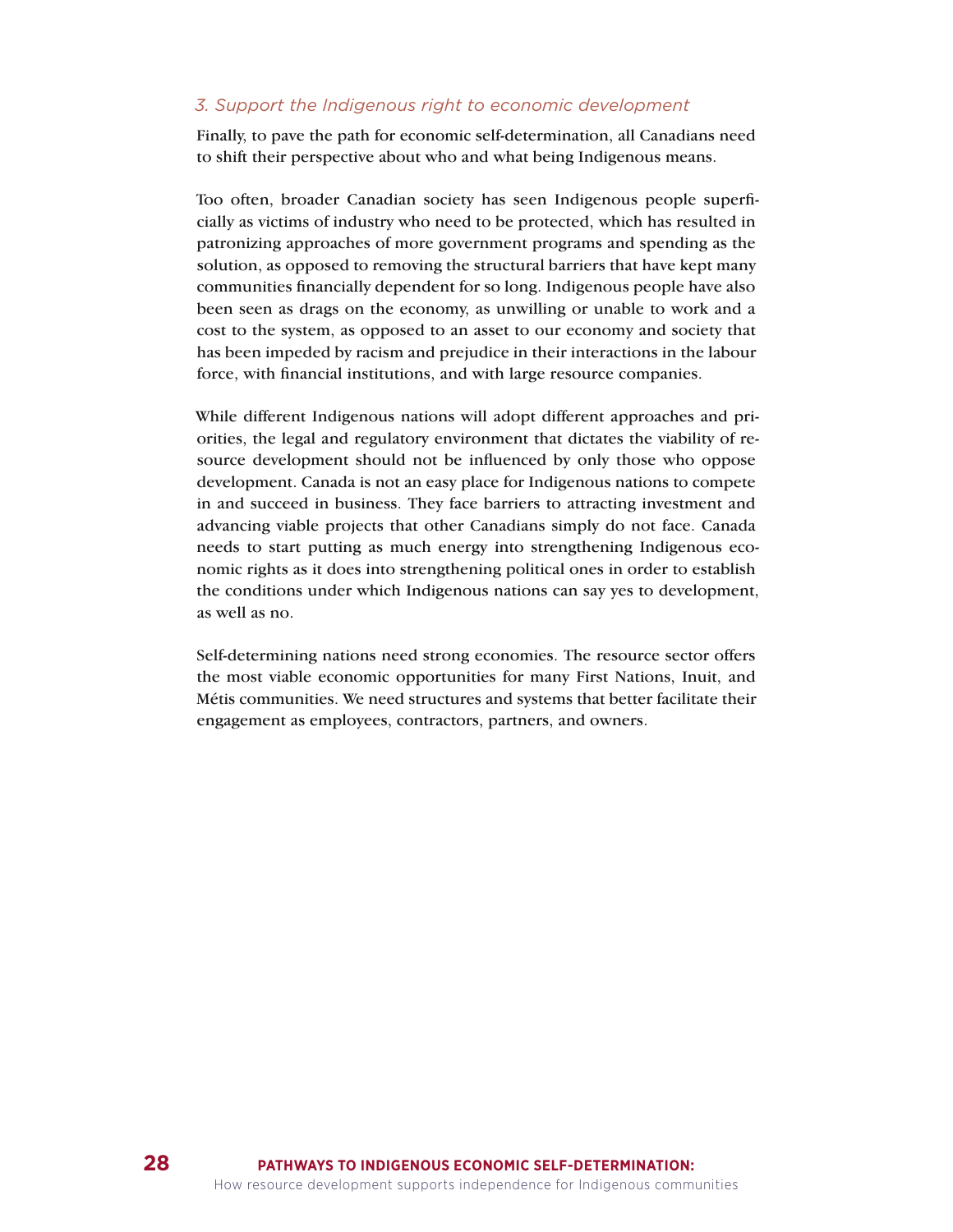### *3. Support the Indigenous right to economic development*

Finally, to pave the path for economic self-determination, all Canadians need to shift their perspective about who and what being Indigenous means.

Too often, broader Canadian society has seen Indigenous people superficially as victims of industry who need to be protected, which has resulted in patronizing approaches of more government programs and spending as the solution, as opposed to removing the structural barriers that have kept many communities financially dependent for so long. Indigenous people have also been seen as drags on the economy, as unwilling or unable to work and a cost to the system, as opposed to an asset to our economy and society that has been impeded by racism and prejudice in their interactions in the labour force, with financial institutions, and with large resource companies.

While different Indigenous nations will adopt different approaches and priorities, the legal and regulatory environment that dictates the viability of resource development should not be influenced by only those who oppose development. Canada is not an easy place for Indigenous nations to compete in and succeed in business. They face barriers to attracting investment and advancing viable projects that other Canadians simply do not face. Canada needs to start putting as much energy into strengthening Indigenous economic rights as it does into strengthening political ones in order to establish the conditions under which Indigenous nations can say yes to development, as well as no.

Self-determining nations need strong economies. The resource sector offers the most viable economic opportunities for many First Nations, Inuit, and Métis communities. We need structures and systems that better facilitate their engagement as employees, contractors, partners, and owners.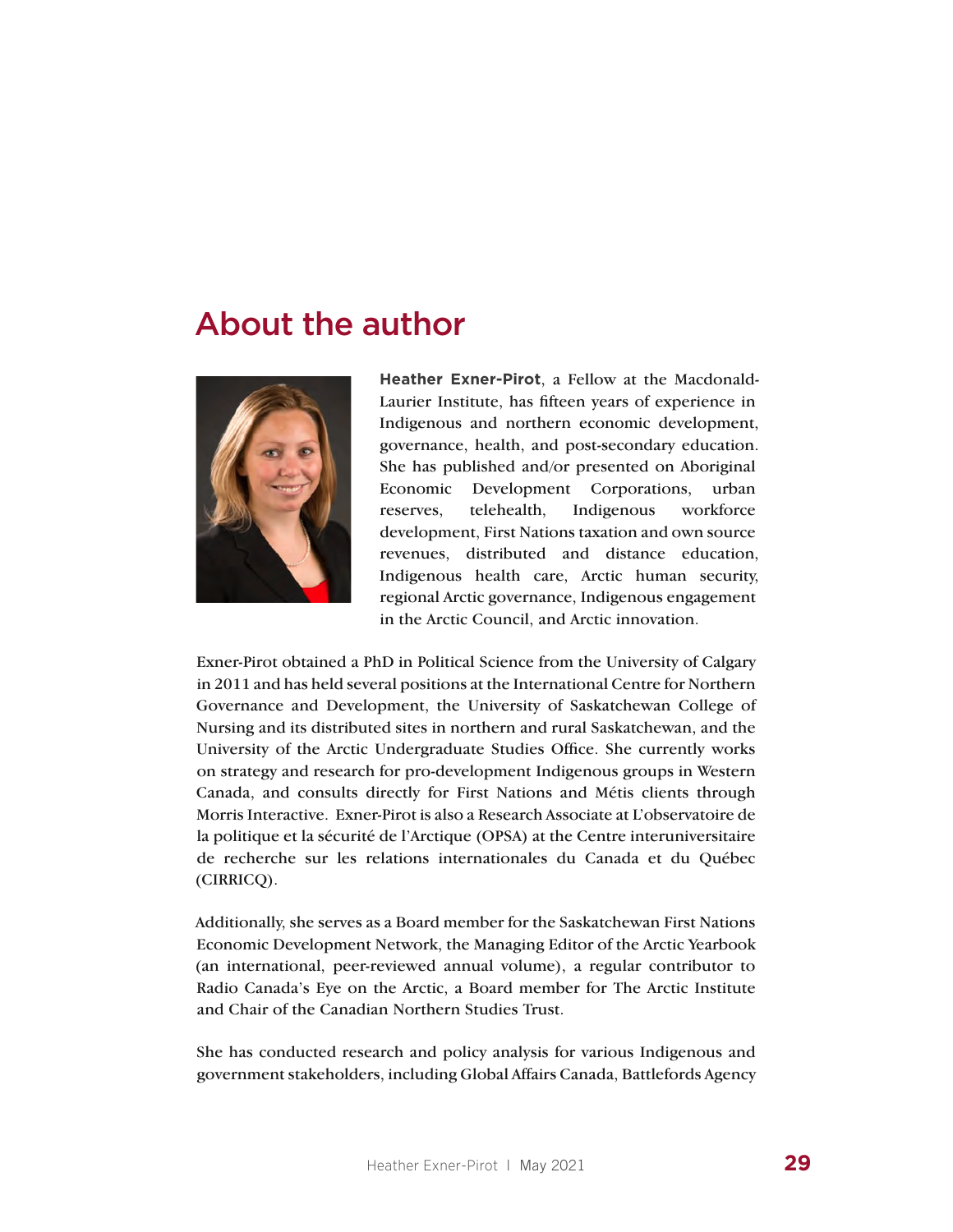# About the author

**Heather Exner-Pirot**, a Fellow at the Macdonald-Laurier Institute, has fifteen years of experience in Indigenous and northern economic development, governance, health, and post-secondary education. She has published and/or presented on Aboriginal Economic Development Corporations, urban reserves, telehealth, Indigenous workforce development, First Nations taxation and own source revenues, distributed and distance education, Indigenous health care, Arctic human security, regional Arctic governance, Indigenous engagement in the Arctic Council, and Arctic innovation.

Exner-Pirot obtained a PhD in Political Science from the University of Calgary in 2011 and has held several positions at the International Centre for Northern Governance and Development, the University of Saskatchewan College of Nursing and its distributed sites in northern and rural Saskatchewan, and the University of the Arctic Undergraduate Studies Office. She currently works on strategy and research for pro-development Indigenous groups in Western Canada, and consults directly for First Nations and Métis clients through Morris Interactive. Exner-Pirot is also a Research Associate at L'observatoire de la politique et la sécurité de l'Arctique (OPSA) at the Centre interuniversitaire de recherche sur les relations internationales du Canada et du Québec (CIRRICQ).

Additionally, she serves as a Board member for the Saskatchewan First Nations Economic Development Network, the Managing Editor of the Arctic Yearbook (an international, peer-reviewed annual volume), a regular contributor to Radio Canada's Eye on the Arctic, a Board member for The Arctic Institute and Chair of the Canadian Northern Studies Trust.

She has conducted research and policy analysis for various Indigenous and government stakeholders, including Global Affairs Canada, Battlefords Agency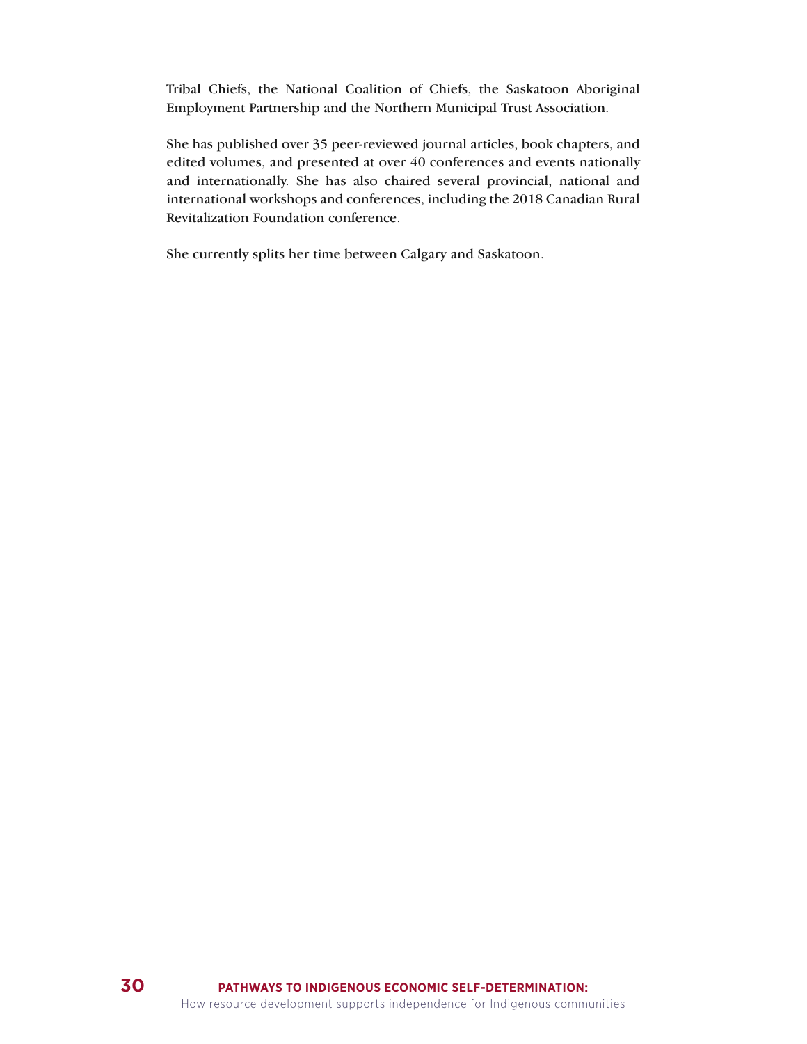Tribal Chiefs, the National Coalition of Chiefs, the Saskatoon Aboriginal Employment Partnership and the Northern Municipal Trust Association.

She has published over 35 peer-reviewed journal articles, book chapters, and edited volumes, and presented at over 40 conferences and events nationally and internationally. She has also chaired several provincial, national and international workshops and conferences, including the 2018 Canadian Rural Revitalization Foundation conference.

She currently splits her time between Calgary and Saskatoon.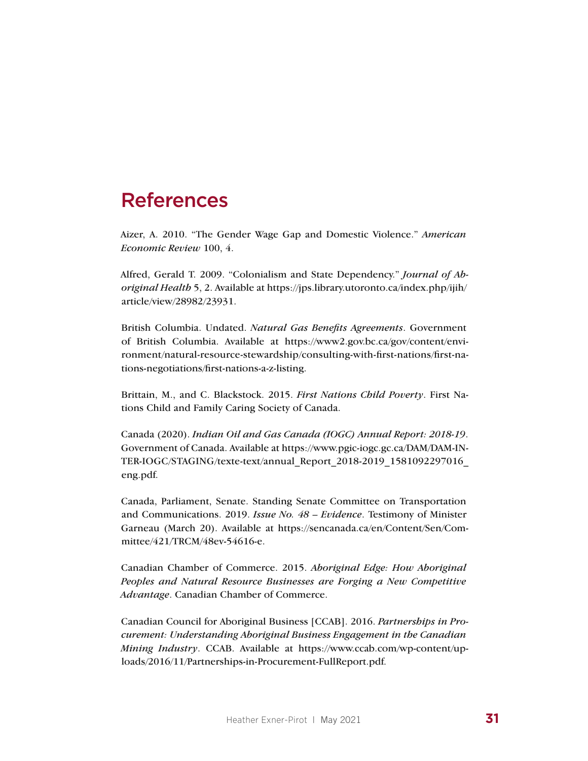# References

Aizer, A. 2010. "The Gender Wage Gap and Domestic Violence." *American Economic Review* 100, 4.

Alfred, Gerald T. 2009. "Colonialism and State Dependency." *Journal of Aboriginal Health* 5, 2. Available at https://jps.library.utoronto.ca/index.php/ijih/article/view/28982/23931.

British Columbia. Undated. *Natural Gas Benefits Agreements*. Government of British Columbia. Available at https://www2.gov.bc.ca/gov/content/environment/natural-resource-stewardship/consulting-with-first-nations/first-nations-negotiations/first-nations-a-z-listing.

Brittain, M., and C. Blackstock. 2015. *First Nations Child Poverty*. First Nations Child and Family Caring Society of Canada.

Canada (2020). *Indian Oil and Gas Canada (IOGC) Annual Report: 2018-19*. Government of Canada. Available at https://www.pgic-iogc.gc.ca/DAM/DAM-INTER-IOGC/STAGING/texte-text/annual_Report_2018-2019_1581092297016_eng.pdf.

Canada, Parliament, Senate. Standing Senate Committee on Transportation and Communications. 2019. *Issue No. 48 – Evidence*. Testimony of Minister Garneau (March 20). Available at https://sencanada.ca/en/Content/Sen/Committee/421/TRCM/48ev-54616-e.

Canadian Chamber of Commerce. 2015. *Aboriginal Edge: How Aboriginal Peoples and Natural Resource Businesses are Forging a New Competitive Advantage*. Canadian Chamber of Commerce.

Canadian Council for Aboriginal Business [CCAB]. 2016. *Partnerships in Procurement: Understanding Aboriginal Business Engagement in the Canadian Mining Industry*. CCAB. Available at https://www.ccab.com/wp-content/uploads/2016/11/Partnerships-in-Procurement-FullReport.pdf.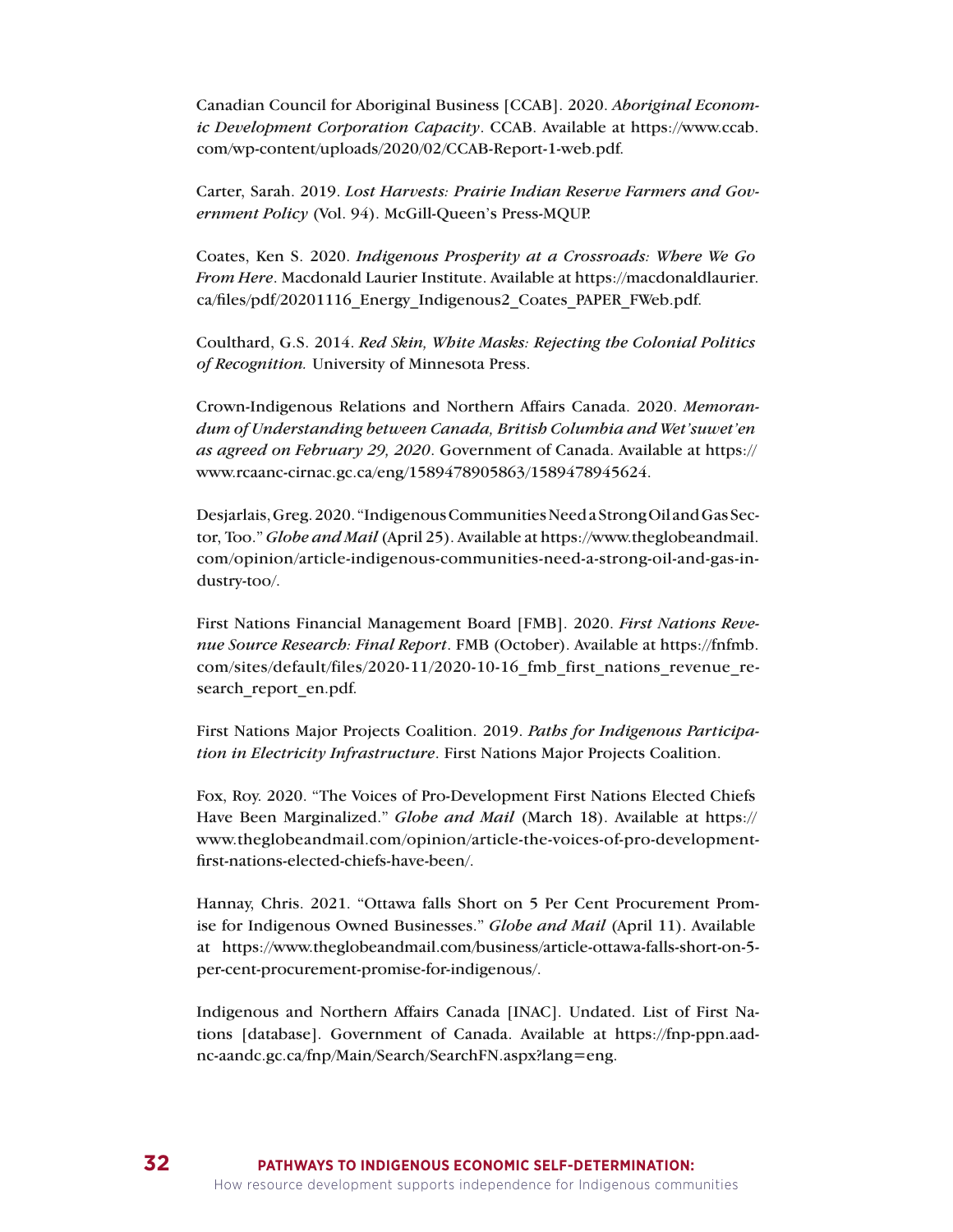Canadian Council for Aboriginal Business [CCAB]. 2020. *Aboriginal Economic Development Corporation Capacity*. CCAB. Available at https://www.ccab.com/wp-content/uploads/2020/02/CCAB-Report-1-web.pdf.

Carter, Sarah. 2019. *Lost Harvests: Prairie Indian Reserve Farmers and Government Policy* (Vol. 94). McGill-Queen's Press-MQUP.

Coates, Ken S. 2020. *Indigenous Prosperity at a Crossroads: Where We Go From Here*. Macdonald Laurier Institute. Available at https://macdonaldlaurier.ca/files/pdf/20201116_Energy_Indigenous2_Coates_PAPER_FWeb.pdf.

Coulthard, G.S. 2014. *Red Skin, White Masks: Rejecting the Colonial Politics of Recognition.* University of Minnesota Press.

Crown-Indigenous Relations and Northern Affairs Canada. 2020. *Memorandum of Understanding between Canada, British Columbia and Wet'suwet'en as agreed on February 29, 2020*. Government of Canada. Available at https://www.rcaanc-cirnac.gc.ca/eng/1589478905863/1589478945624.

Desjarlais, Greg. 2020. "Indigenous Communities Need a Strong Oil and Gas Sector, Too." *Globe and Mail* (April 25). Available at https://www.theglobeandmail.com/opinion/article-indigenous-communities-need-a-strong-oil-and-gas-industry-too/.

First Nations Financial Management Board [FMB]. 2020. *First Nations Revenue Source Research: Final Report*. FMB (October). Available at https://fnfmb.com/sites/default/files/2020-11/2020-10-16_fmb_first_nations_revenue_research_report_en.pdf.

First Nations Major Projects Coalition. 2019. *Paths for Indigenous Participation in Electricity Infrastructure*. First Nations Major Projects Coalition.

Fox, Roy. 2020. "The Voices of Pro-Development First Nations Elected Chiefs Have Been Marginalized." *Globe and Mail* (March 18). Available at https://www.theglobeandmail.com/opinion/article-the-voices-of-pro-development-first-nations-elected-chiefs-have-been/.

Hannay, Chris. 2021. "Ottawa falls Short on 5 Per Cent Procurement Promise for Indigenous Owned Businesses." *Globe and Mail* (April 11). Available at https://www.theglobeandmail.com/business/article-ottawa-falls-short-on-5-per-cent-procurement-promise-for-indigenous/.

Indigenous and Northern Affairs Canada [INAC]. Undated. List of First Nations [database]. Government of Canada. Available at https://fnp-ppn.aadnc-aandc.gc.ca/fnp/Main/Search/SearchFN.aspx?lang=eng.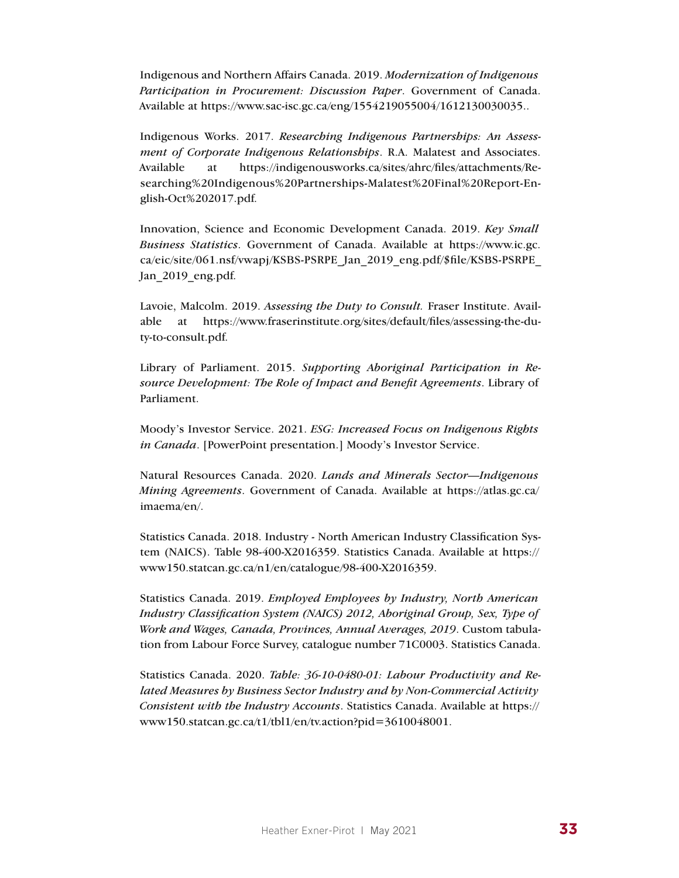Indigenous and Northern Affairs Canada. 2019. *Modernization of Indigenous Participation in Procurement: Discussion Paper*. Government of Canada. Available at https://www.sac-isc.gc.ca/eng/1554219055004/1612130030035..

Indigenous Works. 2017. *Researching Indigenous Partnerships: An Assessment of Corporate Indigenous Relationships*. R.A. Malatest and Associates. Available at https://indigenousworks.ca/sites/ahrc/files/attachments/Researching%20Indigenous%20Partnerships-Malatest%20Final%20Report-English-Oct%202017.pdf.

Innovation, Science and Economic Development Canada. 2019. *Key Small Business Statistics*. Government of Canada. Available at https://www.ic.gc.ca/eic/site/061.nsf/vwapj/KSBS-PSRPE_Jan_2019_eng.pdf/$file/KSBS-PSRPE_Jan_2019_eng.pdf.

Lavoie, Malcolm. 2019. *Assessing the Duty to Consult.* Fraser Institute. Available at https://www.fraserinstitute.org/sites/default/files/assessing-the-duty-to-consult.pdf.

Library of Parliament. 2015. *Supporting Aboriginal Participation in Resource Development: The Role of Impact and Benefit Agreements*. Library of Parliament.

Moody's Investor Service. 2021. *ESG: Increased Focus on Indigenous Rights in Canada*. [PowerPoint presentation.] Moody's Investor Service.

Natural Resources Canada. 2020. *Lands and Minerals Sector—Indigenous Mining Agreements*. Government of Canada. Available at https://atlas.gc.ca/imaema/en/.

Statistics Canada. 2018. Industry - North American Industry Classification System (NAICS). Table 98-400-X2016359. Statistics Canada. Available at https://www150.statcan.gc.ca/n1/en/catalogue/98-400-X2016359.

Statistics Canada. 2019. *Employed Employees by Industry, North American Industry Classification System (NAICS) 2012, Aboriginal Group, Sex, Type of Work and Wages, Canada, Provinces, Annual Averages, 2019*. Custom tabulation from Labour Force Survey, catalogue number 71C0003. Statistics Canada.

Statistics Canada. 2020. *Table: 36-10-0480-01: Labour Productivity and Related Measures by Business Sector Industry and by Non-Commercial Activity Consistent with the Industry Accounts*. Statistics Canada. Available at https://www150.statcan.gc.ca/t1/tbl1/en/tv.action?pid=3610048001.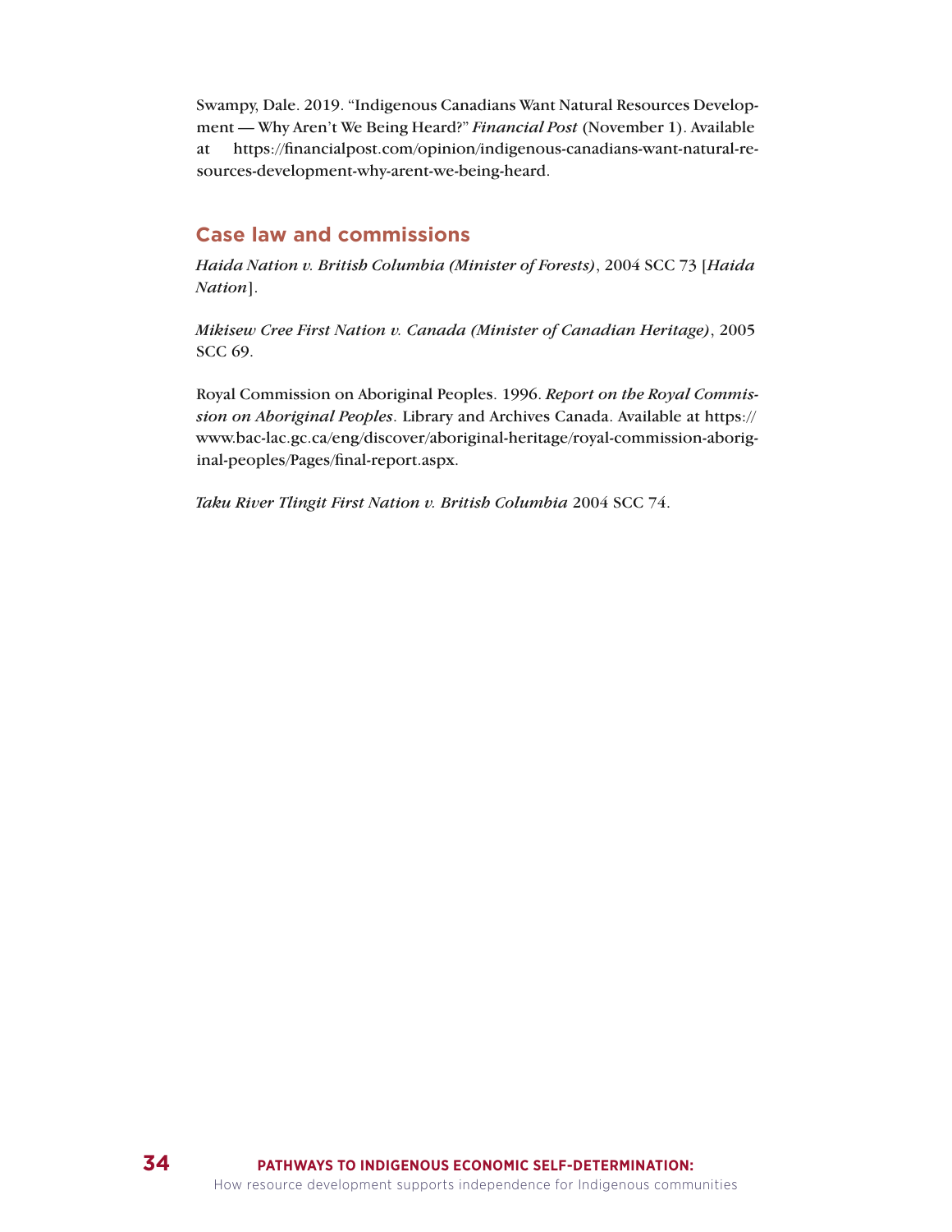Swampy, Dale. 2019. "Indigenous Canadians Want Natural Resources Development — Why Aren't We Being Heard?" *Financial Post* (November 1). Available at https://financialpost.com/opinion/indigenous-canadians-want-natural-resources-development-why-arent-we-being-heard.

## Case law and commissions

*Haida Nation v. British Columbia (Minister of Forests)*, 2004 SCC 73 [*Haida Nation*].

*Mikisew Cree First Nation v. Canada (Minister of Canadian Heritage)*, 2005 SCC 69.

Royal Commission on Aboriginal Peoples. 1996. *Report on the Royal Commission on Aboriginal Peoples*. Library and Archives Canada. Available at https://www.bac-lac.gc.ca/eng/discover/aboriginal-heritage/royal-commission-aboriginal-peoples/Pages/final-report.aspx.

*Taku River Tlingit First Nation v. British Columbia* 2004 SCC 74.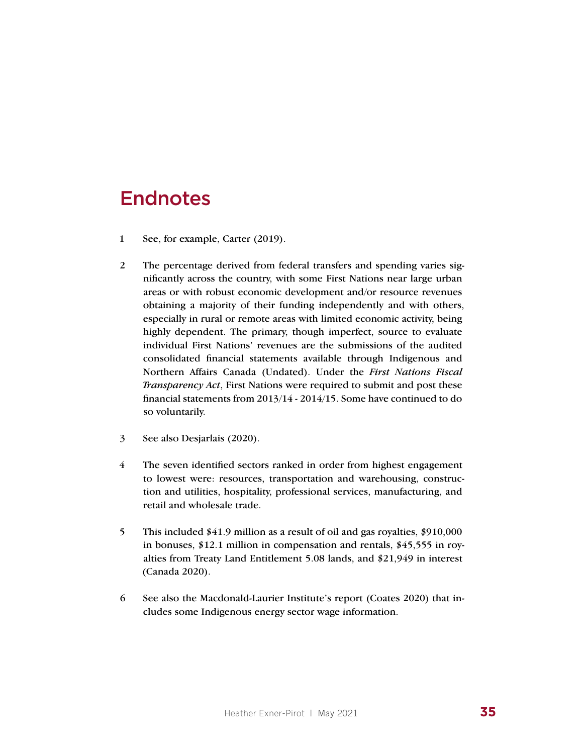# Endnotes

1 See, for example, Carter (2019).

2 The percentage derived from federal transfers and spending varies significantly across the country, with some First Nations near large urban areas or with robust economic development and/or resource revenues obtaining a majority of their funding independently and with others, especially in rural or remote areas with limited economic activity, being highly dependent. The primary, though imperfect, source to evaluate individual First Nations' revenues are the submissions of the audited consolidated financial statements available through Indigenous and Northern Affairs Canada (Undated). Under the *First Nations Fiscal Transparency Act*, First Nations were required to submit and post these financial statements from 2013/14 - 2014/15. Some have continued to do so voluntarily.

3 See also Desjarlais (2020).

4 The seven identified sectors ranked in order from highest engagement to lowest were: resources, transportation and warehousing, construction and utilities, hospitality, professional services, manufacturing, and retail and wholesale trade.

5 This included $41.9 million as a result of oil and gas royalties, $910,000 in bonuses, $12.1 million in compensation and rentals, $45,555 in royalties from Treaty Land Entitlement 5.08 lands, and $21,949 in interest (Canada 2020).

6 See also the Macdonald-Laurier Institute's report (Coates 2020) that includes some Indigenous energy sector wage information.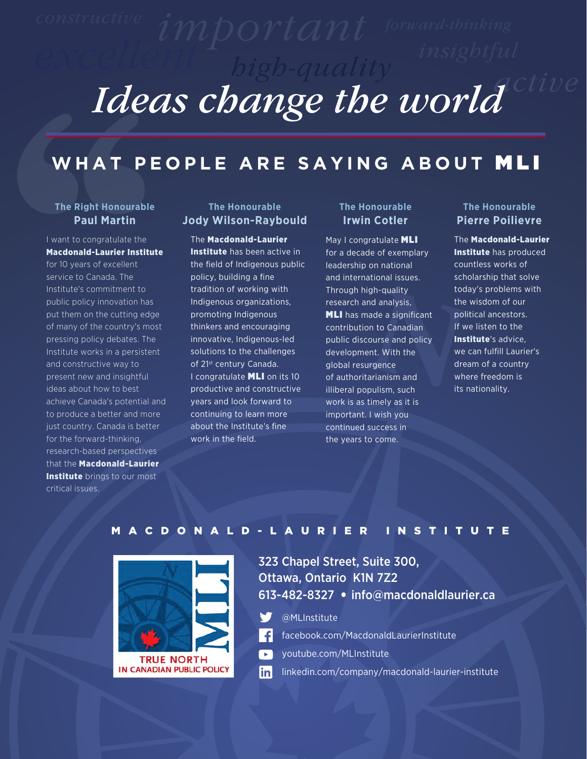# *Ideas change the world*

## WHAT PEOPLE ARE SAYING ABOUT MLI

**The Right Honourable**
**Paul Martin**

I want to congratulate the **Macdonald-Laurier Institute** for 10 years of excellent service to Canada. The Institute's commitment to public policy innovation has put them on the cutting edge of many of the country's most pressing policy debates. The Institute works in a persistent and constructive way to present new and insightful ideas about how to best achieve Canada's potential and to produce a better and more just country. Canada is better for the forward-thinking, research-based perspectives that the **Macdonald-Laurier Institute** brings to our most critical issues.

**The Honourable**
**Jody Wilson-Raybould**

The **Macdonald-Laurier Institute** has been active in the field of Indigenous public policy, building a fine tradition of working with Indigenous organizations, promoting Indigenous thinkers and encouraging innovative, Indigenous-led solutions to the challenges of 21st century Canada. I congratulate **MLI** on its 10 productive and constructive years and look forward to continuing to learn more about the Institute's fine work in the field.

**The Honourable**
**Irwin Cotler**

May I congratulate **MLI** for a decade of exemplary leadership on national and international issues. Through high-quality research and analysis, **MLI** has made a significant contribution to Canadian public discourse and policy development. With the global resurgence of authoritarianism and illiberal populism, such work is as timely as it is important. I wish you continued success in the years to come.

**The Honourable**
**Pierre Poilievre**

The **Macdonald-Laurier Institute** has produced countless works of scholarship that solve today's problems with the wisdom of our political ancestors. If we listen to the **Institute**'s advice, we can fulfill Laurier's dream of a country where freedom is its nationality.

## MACDONALD-LAURIER INSTITUTE

TRUE NORTH IN CANADIAN PUBLIC POLICY

323 Chapel Street, Suite 300,
Ottawa, Ontario K1N 7Z2
613-482-8327 • info@macdonaldlaurier.ca

@MLInstitute

facebook.com/MacdonaldLaurierInstitute

youtube.com/MLInstitute

linkedin.com/company/macdonald-laurier-institute